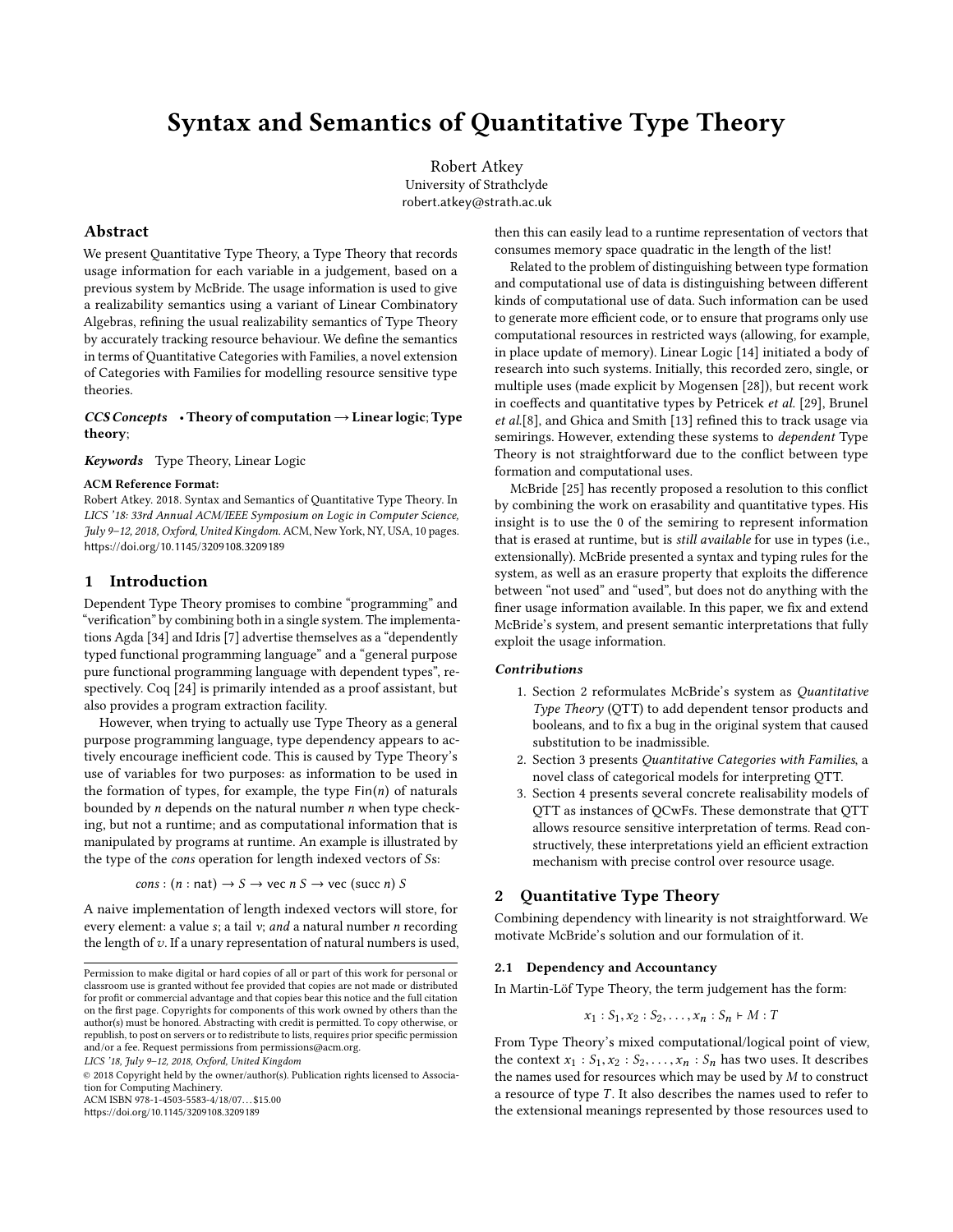# Syntax and Semantics of Quantitative Type Theory

Robert Atkey
University of Strathclyde
robert.atkey@strath.ac.uk

## Abstract

We present Quantitative Type Theory, a Type Theory that records usage information for each variable in a judgement, based on a previous system by McBride. The usage information is used to give a realizability semantics using a variant of Linear Combinatory Algebras, refining the usual realizability semantics of Type Theory by accurately tracking resource behaviour. We define the semantics in terms of Quantitative Categories with Families, a novel extension of Categories with Families for modelling resource sensitive type theories.

***CCS Concepts*** • **Theory of computation → Linear logic**; **Type theory**;

***Keywords*** Type Theory, Linear Logic

**ACM Reference Format:**
Robert Atkey. 2018. Syntax and Semantics of Quantitative Type Theory. In *LICS '18: 33rd Annual ACM/IEEE Symposium on Logic in Computer Science, July 9–12, 2018, Oxford, United Kingdom.* ACM, New York, NY, USA, 10 pages. https://doi.org/10.1145/3209108.3209189

## 1 Introduction

Dependent Type Theory promises to combine "programming" and "verification" by combining both in a single system. The implementations Agda [34] and Idris [7] advertise themselves as a "dependently typed functional programming language" and a "general purpose pure functional programming language with dependent types", respectively. Coq [24] is primarily intended as a proof assistant, but also provides a program extraction facility.

However, when trying to actually use Type Theory as a general purpose programming language, type dependency appears to actively encourage inefficient code. This is caused by Type Theory's use of variables for two purposes: as information to be used in the formation of types, for example, the type $\mathsf{Fin}(n)$ of naturals bounded by $n$ depends on the natural number $n$ when type checking, but not a runtime; and as computational information that is manipulated by programs at runtime. An example is illustrated by the type of the *cons* operation for length indexed vectors of $S$s:

$$cons : (n : \mathrm{nat}) \to S \to \mathrm{vec}\ n\ S \to \mathrm{vec}\ (\mathrm{succ}\ n)\ S$$

A naive implementation of length indexed vectors will store, for every element: a value $s$; a tail $v$; *and* a natural number $n$ recording the length of $v$. If a unary representation of natural numbers is used, then this can easily lead to a runtime representation of vectors that consumes memory space quadratic in the length of the list!

Related to the problem of distinguishing between type formation and computational use of data is distinguishing between different kinds of computational use of data. Such information can be used to generate more efficient code, or to ensure that programs only use computational resources in restricted ways (allowing, for example, in place update of memory). Linear Logic [14] initiated a body of research into such systems. Initially, this recorded zero, single, or multiple uses (made explicit by Mogensen [28]), but recent work in coeffects and quantitative types by Petricek *et al.* [29], Brunel *et al.*[8], and Ghica and Smith [13] refined this to track usage via semirings. However, extending these systems to *dependent* Type Theory is not straightforward due to the conflict between type formation and computational uses.

McBride [25] has recently proposed a resolution to this conflict by combining the work on erasability and quantitative types. His insight is to use the 0 of the semiring to represent information that is erased at runtime, but is *still available* for use in types (i.e., extensionally). McBride presented a syntax and typing rules for the system, as well as an erasure property that exploits the difference between "not used" and "used", but does not do anything with the finer usage information available. In this paper, we fix and extend McBride's system, and present semantic interpretations that fully exploit the usage information.

### *Contributions*

1. Section 2 reformulates McBride's system as *Quantitative Type Theory* (QTT) to add dependent tensor products and booleans, and to fix a bug in the original system that caused substitution to be inadmissible.
2. Section 3 presents *Quantitative Categories with Families*, a novel class of categorical models for interpreting QTT.
3. Section 4 presents several concrete realisability models of QTT as instances of QCwFs. These demonstrate that QTT allows resource sensitive interpretation of terms. Read constructively, these interpretations yield an efficient extraction mechanism with precise control over resource usage.

## 2 Quantitative Type Theory

Combining dependency with linearity is not straightforward. We motivate McBride's solution and our formulation of it.

### 2.1 Dependency and Accountancy

In Martin-Löf Type Theory, the term judgement has the form:

$$x_1 : S_1, x_2 : S_2, \ldots, x_n : S_n \vdash M : T$$

From Type Theory's mixed computational/logical point of view, the context $x_1 : S_1, x_2 : S_2, \ldots, x_n : S_n$ has two uses. It describes the names used for resources which may be used by $M$ to construct a resource of type $T$. It also describes the names used to refer to the extensional meanings represented by those resources used to

---

Permission to make digital or hard copies of all or part of this work for personal or classroom use is granted without fee provided that copies are not made or distributed for profit or commercial advantage and that copies bear this notice and the full citation on the first page. Copyrights for components of this work owned by others than the author(s) must be honored. Abstracting with credit is permitted. To copy otherwise, or republish, to post on servers or to redistribute to lists, requires prior specific permission and/or a fee. Request permissions from permissions@acm.org.

*LICS '18, July 9–12, 2018, Oxford, United Kingdom*

© 2018 Copyright held by the owner/author(s). Publication rights licensed to Association for Computing Machinery.
ACM ISBN 978-1-4503-5583-4/18/07...$15.00
https://doi.org/10.1145/3209108.3209189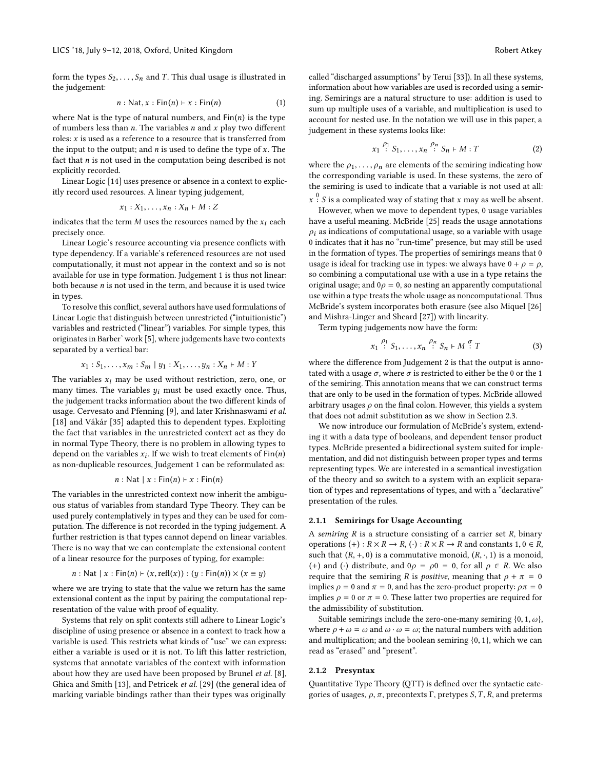form the types $S_2, \ldots, S_n$ and $T$. This dual usage is illustrated in the judgement:

$$n : \mathsf{Nat}, x : \mathsf{Fin}(n) \vdash x : \mathsf{Fin}(n) \tag{1}$$

where Nat is the type of natural numbers, and $\mathsf{Fin}(n)$ is the type of numbers less than $n$. The variables $n$ and $x$ play two different roles: $x$ is used as a reference to a resource that is transferred from the input to the output; and $n$ is used to define the type of $x$. The fact that $n$ is not used in the computation being described is not explicitly recorded.

Linear Logic [14] uses presence or absence in a context to explicitly record used resources. A linear typing judgement,

$$x_1 : X_1, \ldots, x_n : X_n \vdash M : Z$$

indicates that the term $M$ uses the resources named by the $x_i$ each precisely once.

Linear Logic's resource accounting via presence conflicts with type dependency. If a variable's referenced resources are not used computationally, it must not appear in the context and so is not available for use in type formation. Judgement 1 is thus not linear: both because $n$ is not used in the term, and because it is used twice in types.

To resolve this conflict, several authors have used formulations of Linear Logic that distinguish between unrestricted ("intuitionistic") variables and restricted ("linear") variables. For simple types, this originates in Barber' work [5], where judgements have two contexts separated by a vertical bar:

$$x_1 : S_1, \ldots, x_m : S_m \mid y_1 : X_1, \ldots, y_n : X_n \vdash M : Y$$

The variables $x_i$ may be used without restriction, zero, one, or many times. The variables $y_i$ must be used exactly once. Thus, the judgement tracks information about the two different kinds of usage. Cervesato and Pfenning [9], and later Krishnaswami *et al.* [18] and Vákár [35] adapted this to dependent types. Exploiting the fact that variables in the unrestricted context act as they do in normal Type Theory, there is no problem in allowing types to depend on the variables $x_i$. If we wish to treat elements of $\mathsf{Fin}(n)$ as non-duplicable resources, Judgement 1 can be reformulated as:

$$n : \mathsf{Nat} \mid x : \mathsf{Fin}(n) \vdash x : \mathsf{Fin}(n)$$

The variables in the unrestricted context now inherit the ambiguous status of variables from standard Type Theory. They can be used purely contemplatively in types and they can be used for computation. The difference is not recorded in the typing judgement. A further restriction is that types cannot depend on linear variables. There is no way that we can contemplate the extensional content of a linear resource for the purposes of typing, for example:

$$n : \mathsf{Nat} \mid x : \mathsf{Fin}(n) \vdash (x, \mathsf{refl}(x)) : (y : \mathsf{Fin}(n)) \times (x \equiv y)$$

where we are trying to state that the value we return has the same extensional content as the input by pairing the computational representation of the value with proof of equality.

Systems that rely on split contexts still adhere to Linear Logic's discipline of using presence or absence in a context to track how a variable is used. This restricts what kinds of "use" we can express: either a variable is used or it is not. To lift this latter restriction, systems that annotate variables of the context with information about how they are used have been proposed by Brunel *et al.* [8], Ghica and Smith [13], and Petricek *et al.* [29] (the general idea of marking variable bindings rather than their types was originally called "discharged assumptions" by Terui [33]). In all these systems, information about how variables are used is recorded using a semiring. Semirings are a natural structure to use: addition is used to sum up multiple uses of a variable, and multiplication is used to account for nested use. In the notation we will use in this paper, a judgement in these systems looks like:

$$x_1 \overset{\rho_1}{:} S_1, \ldots, x_n \overset{\rho_n}{:} S_n \vdash M : T \tag{2}$$

where the $\rho_1, \ldots, \rho_n$ are elements of the semiring indicating how the corresponding variable is used. In these systems, the zero of the semiring is used to indicate that a variable is not used at all: $x \overset{0}{:} S$ is a complicated way of stating that $x$ may as well be absent.

However, when we move to dependent types, 0 usage variables have a useful meaning. McBride [25] reads the usage annotations $\rho_i$ as indications of computational usage, so a variable with usage 0 indicates that it has no "run-time" presence, but may still be used in the formation of types. The properties of semirings means that 0 usage is ideal for tracking use in types: we always have $0 + \rho = \rho$, so combining a computational use with a use in a type retains the original usage; and $0\rho = 0$, so nesting an apparently computational use within a type treats the whole usage as noncomputational. Thus McBride's system incorporates both erasure (see also Miquel [26] and Mishra-Linger and Sheard [27]) with linearity.

Term typing judgements now have the form:

$$x_1 \overset{\rho_1}{:} S_1, \ldots, x_n \overset{\rho_n}{:} S_n \vdash M \overset{\sigma}{:} T \tag{3}$$

where the difference from Judgement 2 is that the output is annotated with a usage $\sigma$, where $\sigma$ is restricted to either be the 0 or the 1 of the semiring. This annotation means that we can construct terms that are only to be used in the formation of types. McBride allowed arbitrary usages $\rho$ on the final colon. However, this yields a system that does not admit substitution as we show in Section 2.3.

We now introduce our formulation of McBride's system, extending it with a data type of booleans, and dependent tensor product types. McBride presented a bidirectional system suited for implementation, and did not distinguish between proper types and terms representing types. We are interested in a semantical investigation of the theory and so switch to a system with an explicit separation of types and representations of types, and with a "declarative" presentation of the rules.

#### 2.1.1 Semirings for Usage Accounting

A *semiring* $R$ is a structure consisting of a carrier set $R$, binary operations $(+) : R \times R \to R$, $(\cdot) : R \times R \to R$ and constants $1, 0 \in R$, such that $(R, +, 0)$ is a commutative monoid, $(R, \cdot, 1)$ is a monoid, $(+)$ and $(\cdot)$ distribute, and $0\rho = \rho 0 = 0$, for all $\rho \in R$. We also require that the semiring $R$ is *positive*, meaning that $\rho + \pi = 0$ implies $\rho = 0$ and $\pi = 0$, and has the zero-product property: $\rho\pi = 0$ implies $\rho = 0$ or $\pi = 0$. These latter two properties are required for the admissibility of substitution.

Suitable semirings include the zero-one-many semiring $\{0, 1, \omega\}$, where $\rho + \omega = \omega$ and $\omega \cdot \omega = \omega$; the natural numbers with addition and multiplication; and the boolean semiring $\{0, 1\}$, which we can read as "erased" and "present".

#### 2.1.2 Presyntax

Quantitative Type Theory (QTT) is defined over the syntactic categories of usages, $\rho, \pi$, precontexts $\Gamma$, pretypes $S, T, R$, and preterms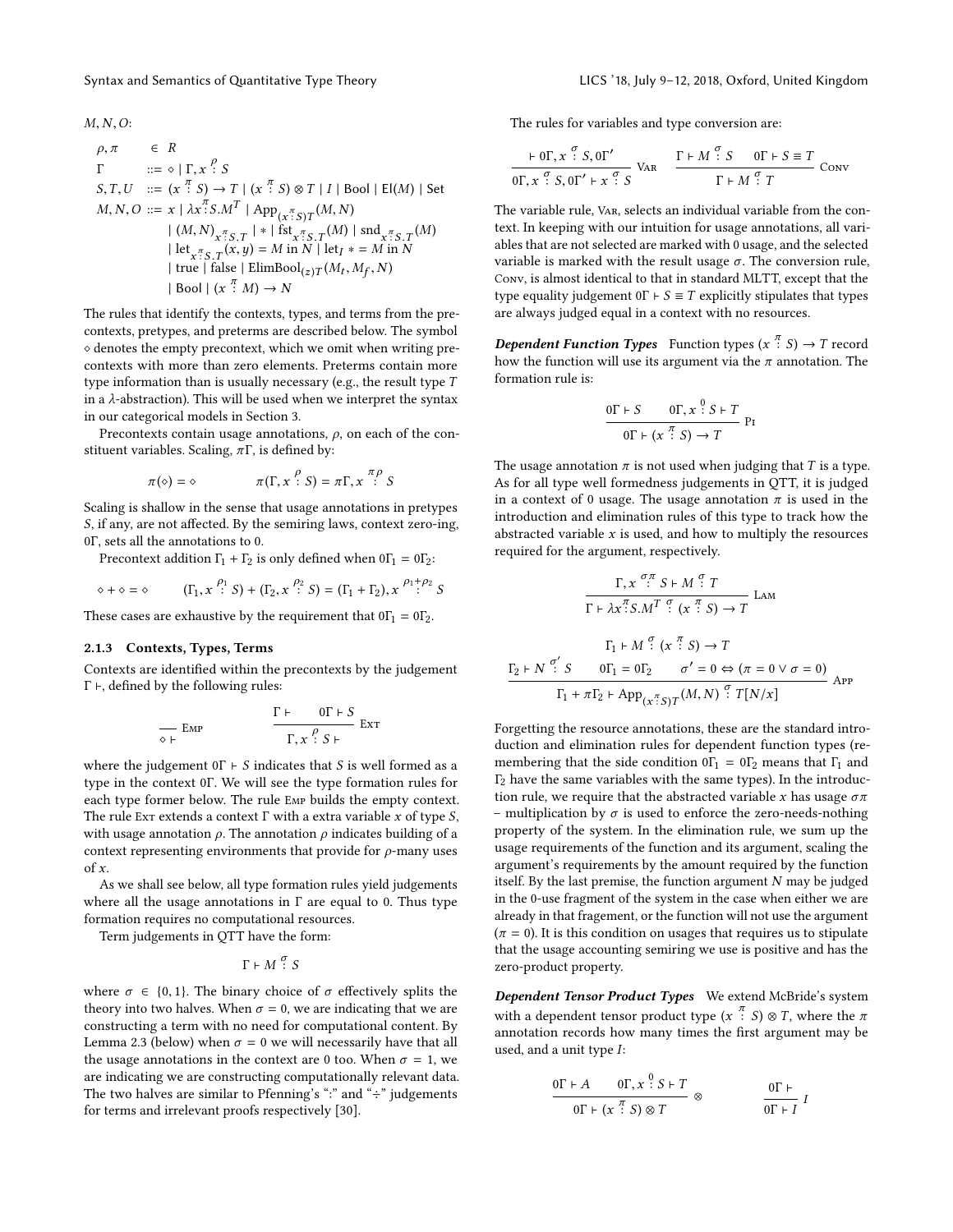$M, N, O$:

$$
\begin{array}{lll}
\rho, \pi & \in & R \\
\Gamma & ::= & \diamond \mid \Gamma, x \overset{\rho}{:} S \\
S, T, U & ::= & (x \overset{\pi}{:} S) \to T \mid (x \overset{\pi}{:} S) \otimes T \mid I \mid \mathrm{Bool} \mid \mathrm{El}(M) \mid \mathrm{Set} \\
M, N, O & ::= & x \mid \lambda x \overset{\pi}{:} S.M^T \mid \mathrm{App}_{(x \overset{\pi}{:} S)T}(M, N) \\
& & \mid (M, N)_{x \overset{\pi}{:} S.T} \mid * \mid \mathrm{fst}_{x \overset{\pi}{:} S.T}(M) \mid \mathrm{snd}_{x \overset{\pi}{:} S.T}(M) \\
& & \mid \mathrm{let}_{x \overset{\pi}{:} S.T}(x, y) = M \text{ in } N \mid \mathrm{let}_I * = M \text{ in } N \\
& & \mid \mathrm{true} \mid \mathrm{false} \mid \mathrm{ElimBool}_{(z)T}(M_t, M_f, N) \\
& & \mid \mathrm{Bool} \mid (x \overset{\pi}{:} M) \to N
\end{array}
$$

The rules that identify the contexts, types, and terms from the precontexts, pretypes, and preterms are described below. The symbol $\diamond$ denotes the empty precontext, which we omit when writing precontexts with more than zero elements. Preterms contain more type information than is usually necessary (e.g., the result type $T$ in a $\lambda$-abstraction). This will be used when we interpret the syntax in our categorical models in Section 3.

Precontexts contain usage annotations, $\rho$, on each of the constituent variables. Scaling, $\pi\Gamma$, is defined by:

$$
\pi(\diamond) = \diamond \qquad\qquad \pi(\Gamma, x \overset{\rho}{:} S) = \pi\Gamma, x \overset{\pi\rho}{:} S
$$

Scaling is shallow in the sense that usage annotations in pretypes $S$, if any, are not affected. By the semiring laws, context zero-ing, $0\Gamma$, sets all the annotations to 0.

Precontext addition $\Gamma_1 + \Gamma_2$ is only defined when $0\Gamma_1 = 0\Gamma_2$:

$$
\diamond + \diamond = \diamond \qquad\qquad (\Gamma_1, x \overset{\rho_1}{:} S) + (\Gamma_2, x \overset{\rho_2}{:} S) = (\Gamma_1 + \Gamma_2), x \overset{\rho_1 + \rho_2}{:} S
$$

These cases are exhaustive by the requirement that $0\Gamma_1 = 0\Gamma_2$.

### 2.1.3 Contexts, Types, Terms

Contexts are identified within the precontexts by the judgement $\Gamma \vdash$, defined by the following rules:

$$
\frac{}{\diamond \vdash}\ \textsc{Emp} \qquad\qquad \frac{\Gamma \vdash \qquad 0\Gamma \vdash S}{\Gamma, x \overset{\rho}{:} S \vdash}\ \textsc{Ext}
$$

where the judgement $0\Gamma \vdash S$ indicates that $S$ is well formed as a type in the context $0\Gamma$. We will see the type formation rules for each type former below. The rule Emp builds the empty context. The rule Ext extends a context $\Gamma$ with a extra variable $x$ of type $S$, with usage annotation $\rho$. The annotation $\rho$ indicates building of a context representing environments that provide for $\rho$-many uses of $x$.

As we shall see below, all type formation rules yield judgements where all the usage annotations in $\Gamma$ are equal to 0. Thus type formation requires no computational resources.

Term judgements in QTT have the form:

$$
\Gamma \vdash M \overset{\sigma}{:} S
$$

where $\sigma \in \{0, 1\}$. The binary choice of $\sigma$ effectively splits the theory into two halves. When $\sigma = 0$, we are indicating that we are constructing a term with no need for computational content. By Lemma 2.3 (below) when $\sigma = 0$ we will necessarily have that all the usage annotations in the context are 0 too. When $\sigma = 1$, we are indicating we are constructing computationally relevant data. The two halves are similar to Pfenning's ":" and "÷" judgements for terms and irrelevant proofs respectively [30].

The rules for variables and type conversion are:

$$
\frac{\vdash 0\Gamma, x \overset{\sigma}{:} S, 0\Gamma'}{0\Gamma, x \overset{\sigma}{:} S, 0\Gamma' \vdash x \overset{\sigma}{:} S}\ \textsc{Var} \qquad \frac{\Gamma \vdash M \overset{\sigma}{:} S \qquad 0\Gamma \vdash S \equiv T}{\Gamma \vdash M \overset{\sigma}{:} T}\ \textsc{Conv}
$$

The variable rule, Var, selects an individual variable from the context. In keeping with our intuition for usage annotations, all variables that are not selected are marked with 0 usage, and the selected variable is marked with the result usage $\sigma$. The conversion rule, Conv, is almost identical to that in standard MLTT, except that the type equality judgement $0\Gamma \vdash S \equiv T$ explicitly stipulates that types are always judged equal in a context with no resources.

***Dependent Function Types*** Function types $(x \overset{\pi}{:} S) \to T$ record how the function will use its argument via the $\pi$ annotation. The formation rule is:

$$
\frac{0\Gamma \vdash S \qquad 0\Gamma, x \overset{0}{:} S \vdash T}{0\Gamma \vdash (x \overset{\pi}{:} S) \to T}\ \textsc{Pi}
$$

The usage annotation $\pi$ is not used when judging that $T$ is a type. As for all type well formedness judgements in QTT, it is judged in a context of 0 usage. The usage annotation $\pi$ is used in the introduction and elimination rules of this type to track how the abstracted variable $x$ is used, and how to multiply the resources required for the argument, respectively.

$$
\frac{\Gamma, x \overset{\sigma\pi}{:} S \vdash M \overset{\sigma}{:} T}{\Gamma \vdash \lambda x \overset{\pi}{:} S.M^T \overset{\sigma}{:} (x \overset{\pi}{:} S) \to T}\ \textsc{Lam}
$$

$$
\frac{\begin{array}{c}\Gamma_1 \vdash M \overset{\sigma}{:} (x \overset{\pi}{:} S) \to T \\ \Gamma_2 \vdash N \overset{\sigma'}{:} S \qquad 0\Gamma_1 = 0\Gamma_2 \qquad \sigma' = 0 \Leftrightarrow (\pi = 0 \vee \sigma = 0)\end{array}}{\Gamma_1 + \pi\Gamma_2 \vdash \mathrm{App}_{(x \overset{\pi}{:} S)T}(M, N) \overset{\sigma}{:} T[N/x]}\ \textsc{App}
$$

Forgetting the resource annotations, these are the standard introduction and elimination rules for dependent function types (remembering that the side condition $0\Gamma_1 = 0\Gamma_2$ means that $\Gamma_1$ and $\Gamma_2$ have the same variables with the same types). In the introduction rule, we require that the abstracted variable $x$ has usage $\sigma\pi$ – multiplication by $\sigma$ is used to enforce the zero-needs-nothing property of the system. In the elimination rule, we sum up the usage requirements of the function and its argument, scaling the argument's requirements by the amount required by the function itself. By the last premise, the function argument $N$ may be judged in the 0-use fragment of the system in the case when either we are already in that fragement, or the function will not use the argument ($\pi = 0$). It is this condition on usages that requires us to stipulate that the usage accounting semiring we use is positive and has the zero-product property.

***Dependent Tensor Product Types*** We extend McBride's system with a dependent tensor product type $(x \overset{\pi}{:} S) \otimes T$, where the $\pi$ annotation records how many times the first argument may be used, and a unit type $I$:

$$
\frac{0\Gamma \vdash A \qquad 0\Gamma, x \overset{0}{:} S \vdash T}{0\Gamma \vdash (x \overset{\pi}{:} S) \otimes T}\ \otimes \qquad\qquad \frac{0\Gamma \vdash}{0\Gamma \vdash I}\ I
$$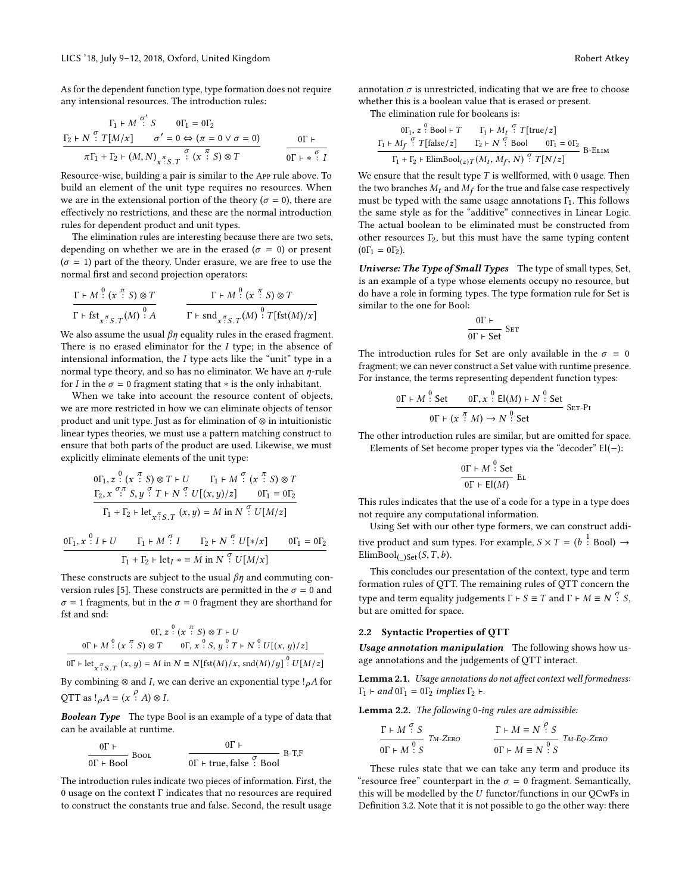As for the dependent function type, type formation does not require any intensional resources. The introduction rules:

$$\frac{\Gamma_1 \vdash M \overset{\sigma'}{:} S \qquad 0\Gamma_1 = 0\Gamma_2 \qquad \Gamma_2 \vdash N \overset{\sigma}{:} T[M/x] \qquad \sigma' = 0 \Leftrightarrow (\pi = 0 \vee \sigma = 0)}{\pi\Gamma_1 + \Gamma_2 \vdash (M, N)_{x \overset{\pi}{:} S.T} \overset{\sigma}{:} (x \overset{\pi}{:} S) \otimes T} \qquad \frac{0\Gamma \vdash}{0\Gamma \vdash * \overset{\sigma}{:} I}$$

Resource-wise, building a pair is similar to the App rule above. To build an element of the unit type requires no resources. When we are in the extensional portion of the theory ($\sigma = 0$), there are effectively no restrictions, and these are the normal introduction rules for dependent product and unit types.

The elimination rules are interesting because there are two sets, depending on whether we are in the erased ($\sigma = 0$) or present ($\sigma = 1$) part of the theory. Under erasure, we are free to use the normal first and second projection operators:

$$\frac{\Gamma \vdash M \overset{0}{:} (x \overset{\pi}{:} S) \otimes T}{\Gamma \vdash \mathrm{fst}_{x \overset{\pi}{:} S.T}(M) \overset{0}{:} A} \qquad \frac{\Gamma \vdash M \overset{0}{:} (x \overset{\pi}{:} S) \otimes T}{\Gamma \vdash \mathrm{snd}_{x \overset{\pi}{:} S.T}(M) \overset{0}{:} T[\mathrm{fst}(M)/x]}$$

We also assume the usual $\beta\eta$ equality rules in the erased fragment. There is no erased eliminator for the $I$ type; in the absence of intensional information, the $I$ type acts like the "unit" type in a normal type theory, and so has no eliminator. We have an $\eta$-rule for $I$ in the $\sigma = 0$ fragment stating that $*$ is the only inhabitant.

When we take into account the resource content of objects, we are more restricted in how we can eliminate objects of tensor product and unit type. Just as for elimination of $\otimes$ in intuitionistic linear types theories, we must use a pattern matching construct to ensure that both parts of the product are used. Likewise, we must explicitly eliminate elements of the unit type:

$$\frac{0\Gamma_1, z \overset{0}{:} (x \overset{\pi}{:} S) \otimes T \vdash U \qquad \Gamma_1 \vdash M \overset{\sigma}{:} (x \overset{\pi}{:} S) \otimes T \qquad \Gamma_2, x \overset{\sigma\pi}{:} S, y \overset{\sigma}{:} T \vdash N \overset{\sigma}{:} U[(x,y)/z] \qquad 0\Gamma_1 = 0\Gamma_2}{\Gamma_1 + \Gamma_2 \vdash \mathrm{let}_{x \overset{\pi}{:} S.T}\ (x, y) = M \text{ in } N \overset{\sigma}{:} U[M/z]}$$

$$\frac{0\Gamma_1, x \overset{0}{:} I \vdash U \qquad \Gamma_1 \vdash M \overset{\sigma}{:} I \qquad \Gamma_2 \vdash N \overset{\sigma}{:} U[*/x] \qquad 0\Gamma_1 = 0\Gamma_2}{\Gamma_1 + \Gamma_2 \vdash \mathrm{let}_I * = M \text{ in } N \overset{\sigma}{:} U[M/x]}$$

These constructs are subject to the usual $\beta\eta$ and commuting conversion rules [5]. These constructs are permitted in the $\sigma = 0$ and $\sigma = 1$ fragments, but in the $\sigma = 0$ fragment they are shorthand for fst and snd:

$$\frac{0\Gamma, z \overset{0}{:} (x \overset{\pi}{:} S) \otimes T \vdash U \qquad 0\Gamma \vdash M \overset{0}{:} (x \overset{\pi}{:} S) \otimes T \qquad 0\Gamma, x \overset{0}{:} S, y \overset{0}{:} T \vdash N \overset{0}{:} U[(x,y)/z]}{0\Gamma \vdash \mathrm{let}_{x \overset{\pi}{:} S.T}\ (x, y) = M \text{ in } N \equiv N[\mathrm{fst}(M)/x, \mathrm{snd}(M)/y] \overset{0}{:} U[M/z]}$$

By combining $\otimes$ and $I$, we can derive an exponential type $!_\rho A$ for QTT as $!_\rho A = (x \overset{\rho}{:} A) \otimes I$.

***Boolean Type*** The type Bool is an example of a type of data that can be available at runtime.

$$\frac{0\Gamma \vdash}{0\Gamma \vdash \mathrm{Bool}}\ \textsc{Bool} \qquad \frac{0\Gamma \vdash}{0\Gamma \vdash \mathrm{true}, \mathrm{false} \overset{\sigma}{:} \mathrm{Bool}}\ \textsc{B-T,F}$$

The introduction rules indicate two pieces of information. First, the 0 usage on the context $\Gamma$ indicates that no resources are required to construct the constants true and false. Second, the result usage annotation $\sigma$ is unrestricted, indicating that we are free to choose whether this is a boolean value that is erased or present.

The elimination rule for booleans is:

$$\frac{0\Gamma_1, z \overset{0}{:} \mathrm{Bool} \vdash T \qquad \Gamma_1 \vdash M_t \overset{\sigma}{:} T[\mathrm{true}/z] \qquad \Gamma_1 \vdash M_f \overset{\sigma}{:} T[\mathrm{false}/z] \qquad \Gamma_2 \vdash N \overset{\sigma}{:} \mathrm{Bool} \qquad 0\Gamma_1 = 0\Gamma_2}{\Gamma_1 + \Gamma_2 \vdash \mathrm{ElimBool}_{(z)T}(M_t, M_f, N) \overset{\sigma}{:} T[N/z]}\ \textsc{B-Elim}$$

We ensure that the result type $T$ is wellformed, with 0 usage. Then the two branches $M_t$ and $M_f$ for the true and false case respectively must be typed with the same usage annotations $\Gamma_1$. This follows the same style as for the "additive" connectives in Linear Logic. The actual boolean to be eliminated must be constructed from other resources $\Gamma_2$, but this must have the same typing content ($0\Gamma_1 = 0\Gamma_2$).

***Universe: The Type of Small Types*** The type of small types, Set, is an example of a type whose elements occupy no resource, but do have a role in forming types. The type formation rule for Set is similar to the one for Bool:

$$\frac{0\Gamma \vdash}{0\Gamma \vdash \mathrm{Set}}\ \textsc{Set}$$

The introduction rules for Set are only available in the $\sigma = 0$ fragment; we can never construct a Set value with runtime presence. For instance, the terms representing dependent function types:

$$\frac{0\Gamma \vdash M \overset{0}{:} \mathrm{Set} \qquad 0\Gamma, x \overset{0}{:} \mathsf{El}(M) \vdash N \overset{0}{:} \mathrm{Set}}{0\Gamma \vdash (x \overset{\pi}{:} M) \to N \overset{0}{:} \mathrm{Set}}\ \textsc{Set-Pi}$$

The other introduction rules are similar, but are omitted for space. Elements of Set become proper types via the "decoder" $\mathsf{El}(-)$:

$$\frac{0\Gamma \vdash M \overset{0}{:} \mathrm{Set}}{0\Gamma \vdash \mathsf{El}(M)}\ \textsc{El}$$

This rules indicates that the use of a code for a type in a type does not require any computational information.

Using Set with our other type formers, we can construct additive product and sum types. For example, $S \times T = (b \overset{1}{:} \mathrm{Bool}) \to \mathrm{ElimBool}_{(\_)\mathrm{Set}}(S, T, b)$.

This concludes our presentation of the context, type and term formation rules of QTT. The remaining rules of QTT concern the type and term equality judgements $\Gamma \vdash S \equiv T$ and $\Gamma \vdash M \equiv N \overset{\sigma}{:} S$, but are omitted for space.

### 2.2 Syntactic Properties of QTT

***Usage annotation manipulation*** The following shows how usage annotations and the judgements of QTT interact.

**Lemma 2.1.** *Usage annotations do not affect context well formedness: $\Gamma_1 \vdash$ and $0\Gamma_1 = 0\Gamma_2$ implies $\Gamma_2 \vdash$.*

**Lemma 2.2.** *The following 0-ing rules are admissible:*

$$\frac{\Gamma \vdash M \overset{\sigma}{:} S}{0\Gamma \vdash M \overset{0}{:} S}\ \textit{Tm-Zero} \qquad \frac{\Gamma \vdash M \equiv N \overset{\rho}{:} S}{0\Gamma \vdash M \equiv N \overset{0}{:} S}\ \textit{Tm-Eq-Zero}$$

These rules state that we can take any term and produce its "resource free" counterpart in the $\sigma = 0$ fragment. Semantically, this will be modelled by the $U$ functor/functions in our QCwFs in Definition 3.2. Note that it is not possible to go the other way: there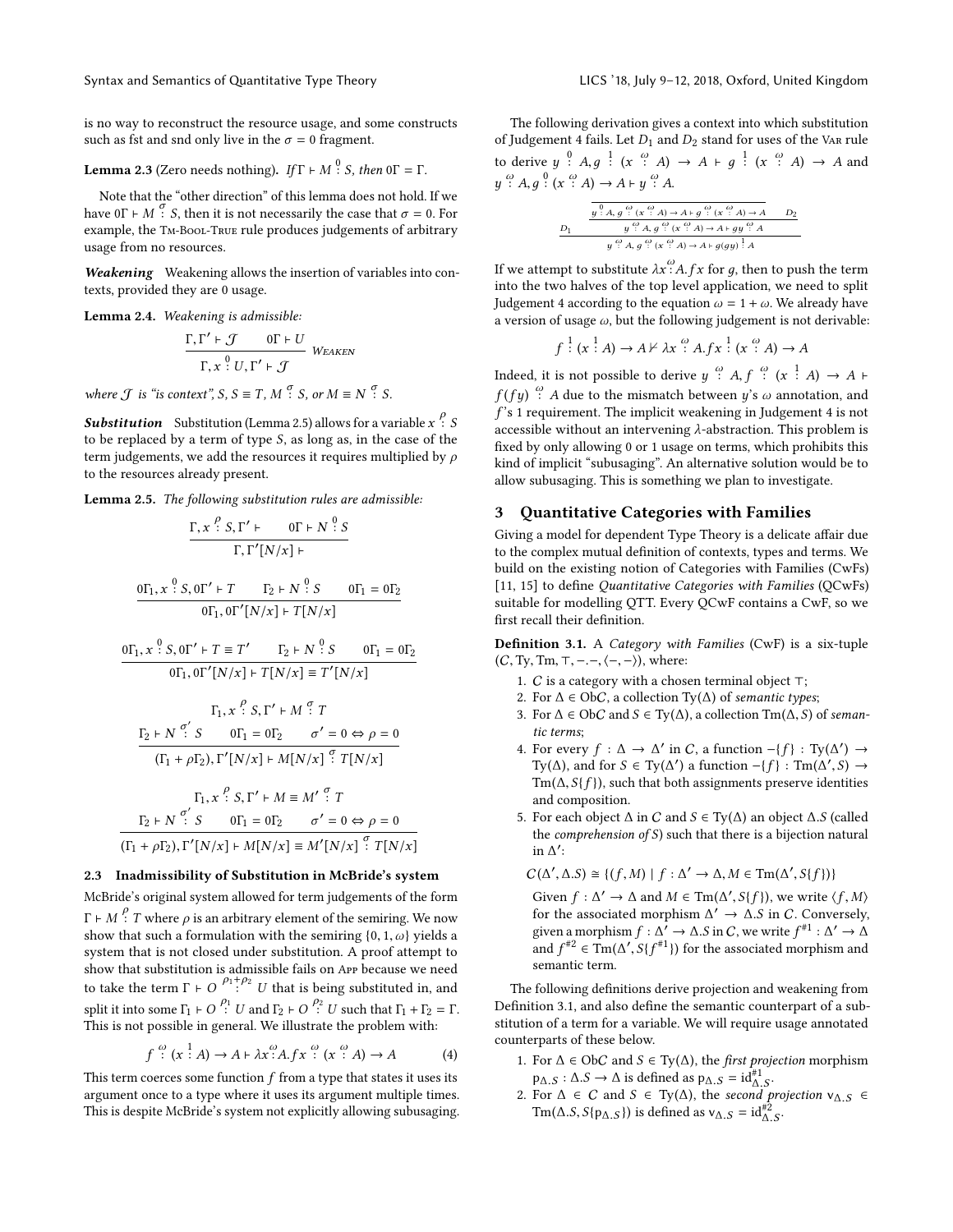is no way to reconstruct the resource usage, and some constructs such as fst and snd only live in the $\sigma = 0$ fragment.

**Lemma 2.3** (Zero needs nothing). *If $\Gamma \vdash M \overset{\sigma}{:} S$, then $0\Gamma = \Gamma$.*

Note that the "other direction" of this lemma does not hold. If we have $0\Gamma \vdash M \overset{\sigma}{:} S$, then it is not necessarily the case that $\sigma = 0$. For example, the Tm-Bool-True rule produces judgements of arbitrary usage from no resources.

***Weakening*** Weakening allows the insertion of variables into contexts, provided they are 0 usage.

**Lemma 2.4.** *Weakening is admissible:*

$$\frac{\Gamma, \Gamma' \vdash \mathcal{J} \qquad 0\Gamma \vdash U}{\Gamma, x \overset{0}{:} U, \Gamma' \vdash \mathcal{J}} \text{ Weaken}$$

*where $\mathcal{J}$ is "is context", $S$, $S \equiv T$, $M \overset{\sigma}{:} S$, or $M \equiv N \overset{\sigma}{:} S$.*

***Substitution*** Substitution (Lemma 2.5) allows for a variable $x \overset{\rho}{:} S$ to be replaced by a term of type $S$, as long as, in the case of the term judgements, we add the resources it requires multiplied by $\rho$ to the resources already present.

**Lemma 2.5.** *The following substitution rules are admissible:*

$$\frac{\Gamma, x \overset{\rho}{:} S, \Gamma' \vdash \qquad 0\Gamma \vdash N \overset{0}{:} S}{\Gamma, \Gamma'[N/x] \vdash}$$

$$\frac{0\Gamma_1, x \overset{0}{:} S, 0\Gamma' \vdash T \qquad \Gamma_2 \vdash N \overset{0}{:} S \qquad 0\Gamma_1 = 0\Gamma_2}{0\Gamma_1, 0\Gamma'[N/x] \vdash T[N/x]}$$

$$\frac{0\Gamma_1, x \overset{0}{:} S, 0\Gamma' \vdash T \equiv T' \qquad \Gamma_2 \vdash N \overset{0}{:} S \qquad 0\Gamma_1 = 0\Gamma_2}{0\Gamma_1, 0\Gamma'[N/x] \vdash T[N/x] \equiv T'[N/x]}$$

$$\frac{\begin{array}{c}\Gamma_1, x \overset{\rho}{:} S, \Gamma' \vdash M \overset{\sigma}{:} T \\ \Gamma_2 \vdash N \overset{\sigma'}{:} S \qquad 0\Gamma_1 = 0\Gamma_2 \qquad \sigma' = 0 \Leftrightarrow \rho = 0\end{array}}{(\Gamma_1 + \rho\Gamma_2), \Gamma'[N/x] \vdash M[N/x] \overset{\sigma}{:} T[N/x]}$$

$$\frac{\begin{array}{c}\Gamma_1, x \overset{\rho}{:} S, \Gamma' \vdash M \equiv M' \overset{\sigma}{:} T \\ \Gamma_2 \vdash N \overset{\sigma'}{:} S \qquad 0\Gamma_1 = 0\Gamma_2 \qquad \sigma' = 0 \Leftrightarrow \rho = 0\end{array}}{(\Gamma_1 + \rho\Gamma_2), \Gamma'[N/x] \vdash M[N/x] \equiv M'[N/x] \overset{\sigma}{:} T[N/x]}$$

### 2.3 Inadmissibility of Substitution in McBride's system

McBride's original system allowed for term judgements of the form $\Gamma \vdash M \overset{\rho}{:} T$ where $\rho$ is an arbitrary element of the semiring. We now show that such a formulation with the semiring $\{0, 1, \omega\}$ yields a system that is not closed under substitution. A proof attempt to show that substitution is admissible fails on App because we need to take the term $\Gamma \vdash O \overset{\rho_1+\rho_2}{:} U$ that is being substituted in, and split it into some $\Gamma_1 \vdash O \overset{\rho_1}{:} U$ and $\Gamma_2 \vdash O \overset{\rho_2}{:} U$ such that $\Gamma_1 + \Gamma_2 = \Gamma$. This is not possible in general. We illustrate the problem with:

$$f \overset{\omega}{:} (x \overset{1}{:} A) \to A \vdash \lambda x \overset{\omega}{:} A. f\, x \overset{\omega}{:} (x \overset{\omega}{:} A) \to A \tag{4}$$

This term coerces some function $f$ from a type that states it uses its argument once to a type where it uses its argument multiple times. This is despite McBride's system not explicitly allowing subusaging.

The following derivation gives a context into which substitution of Judgement 4 fails. Let $D_1$ and $D_2$ stand for uses of the Var rule to derive $y \overset{0}{:} A, g \overset{1}{:} (x \overset{\omega}{:} A) \to A \vdash g \overset{1}{:} (x \overset{\omega}{:} A) \to A$ and $y \overset{\omega}{:} A, g \overset{0}{:} (x \overset{\omega}{:} A) \to A \vdash y \overset{\omega}{:} A$.

$$\dfrac{D_1 \qquad \dfrac{\dfrac{y \overset{0}{:} A, g \overset{\omega}{:} (x \overset{\omega}{:} A) \to A \vdash g \overset{\omega}{:} (x \overset{\omega}{:} A) \to A \qquad D_2}{y \overset{\omega}{:} A, g \overset{\omega}{:} (x \overset{\omega}{:} A) \to A \vdash g y \overset{\omega}{:} A}}{}}{y \overset{\omega}{:} A, g \overset{\omega}{:} (x \overset{\omega}{:} A) \to A \vdash g(g y) \overset{1}{:} A}$$

If we attempt to substitute $\lambda x \overset{\omega}{:} A. f\, x$ for $g$, then to push the term into the two halves of the top level application, we need to split Judgement 4 according to the equation $\omega = 1 + \omega$. We already have a version of usage $\omega$, but the following judgement is not derivable:

$$f \overset{1}{:} (x \overset{1}{:} A) \to A \nvdash \lambda x \overset{\omega}{:} A. f\, x \overset{1}{:} (x \overset{\omega}{:} A) \to A$$

Indeed, it is not possible to derive $y \overset{\omega}{:} A, f \overset{\omega}{:} (x \overset{1}{:} A) \to A \vdash f(f y) \overset{\omega}{:} A$ due to the mismatch between $y$'s $\omega$ annotation, and $f$'s 1 requirement. The implicit weakening in Judgement 4 is not accessible without an intervening $\lambda$-abstraction. This problem is fixed by only allowing 0 or 1 usage on terms, which prohibits this kind of implicit "subusaging". An alternative solution would be to allow subusaging. This is something we plan to investigate.

## 3 Quantitative Categories with Families

Giving a model for dependent Type Theory is a delicate affair due to the complex mutual definition of contexts, types and terms. We build on the existing notion of Categories with Families (CwFs) [11, 15] to define *Quantitative Categories with Families* (QCwFs) suitable for modelling QTT. Every QCwF contains a CwF, so we first recall their definition.

**Definition 3.1.** A *Category with Families* (CwF) is a six-tuple $(\mathcal{C}, \mathrm{Ty}, \mathrm{Tm}, \top, -.-, \langle -, - \rangle)$, where:

1. $\mathcal{C}$ is a category with a chosen terminal object $\top$;
2. For $\Delta \in \mathrm{Ob}\mathcal{C}$, a collection $\mathrm{Ty}(\Delta)$ of *semantic types*;
3. For $\Delta \in \mathrm{Ob}\mathcal{C}$ and $S \in \mathrm{Ty}(\Delta)$, a collection $\mathrm{Tm}(\Delta, S)$ of *semantic terms*;
4. For every $f : \Delta \to \Delta'$ in $\mathcal{C}$, a function $-\{f\} : \mathrm{Ty}(\Delta') \to \mathrm{Ty}(\Delta)$, and for $S \in \mathrm{Ty}(\Delta')$ a function $-\{f\} : \mathrm{Tm}(\Delta', S) \to \mathrm{Tm}(\Delta, S\{f\})$, such that both assignments preserve identities and composition.
5. For each object $\Delta$ in $\mathcal{C}$ and $S \in \mathrm{Ty}(\Delta)$ an object $\Delta.S$ (called the *comprehension of $S$*) such that there is a bijection natural in $\Delta'$:

   $$\mathcal{C}(\Delta', \Delta.S) \cong \{(f, M) \mid f : \Delta' \to \Delta, M \in \mathrm{Tm}(\Delta', S\{f\})\}$$

   Given $f : \Delta' \to \Delta$ and $M \in \mathrm{Tm}(\Delta', S\{f\})$, we write $\langle f, M \rangle$ for the associated morphism $\Delta' \to \Delta.S$ in $\mathcal{C}$. Conversely, given a morphism $f : \Delta' \to \Delta.S$ in $\mathcal{C}$, we write $f^{\#1} : \Delta' \to \Delta$ and $f^{\#2} \in \mathrm{Tm}(\Delta', S\{f^{\#1}\})$ for the associated morphism and semantic term.

The following definitions derive projection and weakening from Definition 3.1, and also define the semantic counterpart of a substitution of a term for a variable. We will require usage annotated counterparts of these below.

1. For $\Delta \in \mathrm{Ob}\mathcal{C}$ and $S \in \mathrm{Ty}(\Delta)$, the *first projection* morphism $\mathrm{p}_{\Delta.S} : \Delta.S \to \Delta$ is defined as $\mathrm{p}_{\Delta.S} = \mathrm{id}^{\#1}_{\Delta.S}$.
2. For $\Delta \in \mathcal{C}$ and $S \in \mathrm{Ty}(\Delta)$, the *second projection* $\mathrm{v}_{\Delta.S} \in \mathrm{Tm}(\Delta.S, S\{\mathrm{p}_{\Delta.S}\})$ is defined as $\mathrm{v}_{\Delta.S} = \mathrm{id}^{\#2}_{\Delta.S}$.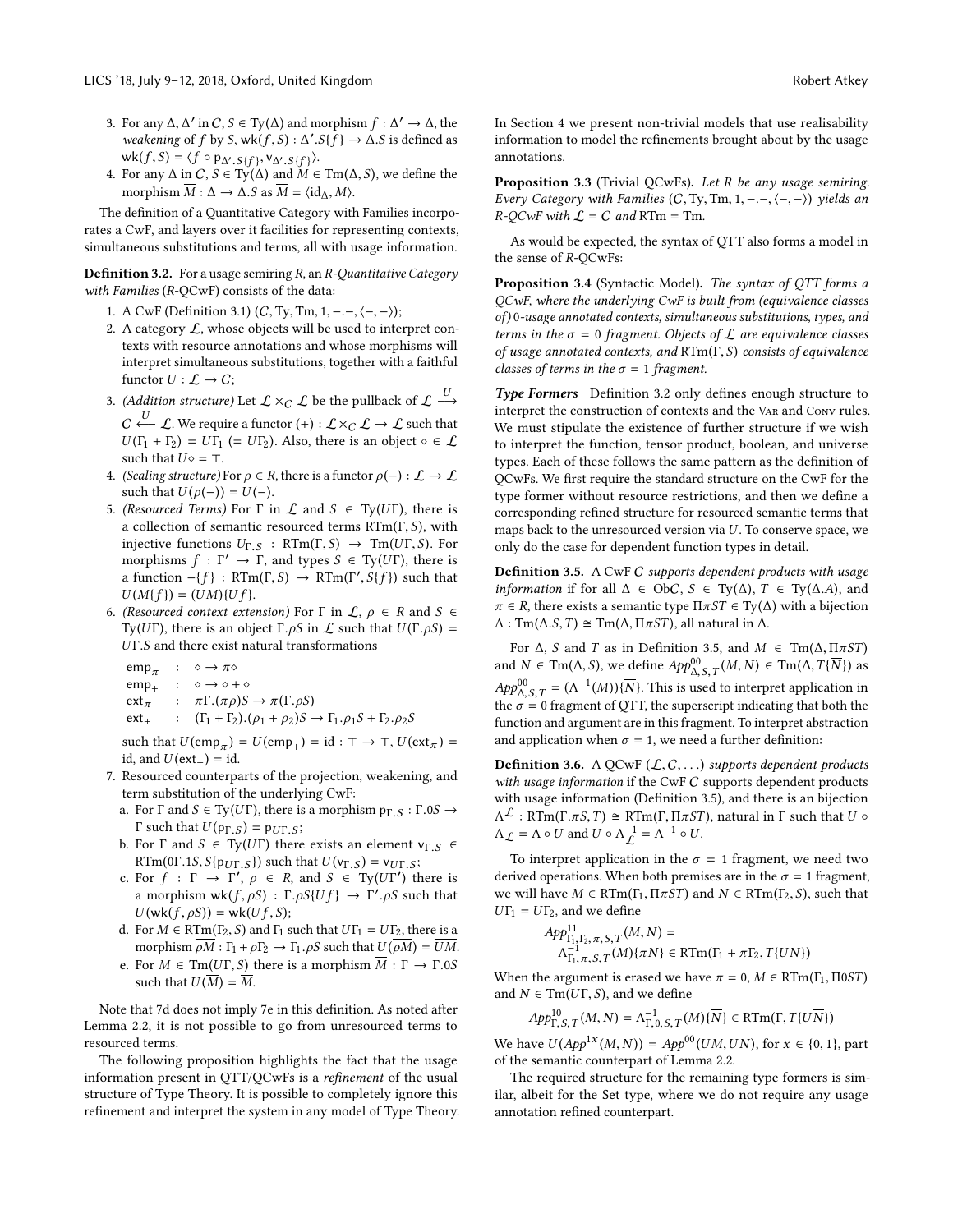3. For any $\Delta, \Delta'$ in $\mathcal{C}$, $S \in \mathrm{Ty}(\Delta)$ and morphism $f : \Delta' \to \Delta$, the *weakening* of $f$ by $S$, $\mathrm{wk}(f, S) : \Delta'.S\{f\} \to \Delta.S$ is defined as $\mathrm{wk}(f, S) = \langle f \circ \mathrm{p}_{\Delta'.S\{f\}}, \mathrm{v}_{\Delta'.S\{f\}} \rangle$.
4. For any $\Delta$ in $\mathcal{C}$, $S \in \mathrm{Ty}(\Delta)$ and $M \in \mathrm{Tm}(\Delta, S)$, we define the morphism $\overline{M} : \Delta \to \Delta.S$ as $\overline{M} = \langle \mathrm{id}_\Delta, M \rangle$.

The definition of a Quantitative Category with Families incorporates a CwF, and layers over it facilities for representing contexts, simultaneous substitutions and terms, all with usage information.

**Definition 3.2.** For a usage semiring $R$, an *R-Quantitative Category with Families* (*R*-QCwF) consists of the data:

1. A CwF (Definition 3.1) $(\mathcal{C}, \mathrm{Ty}, \mathrm{Tm}, 1, -.-, \langle -, - \rangle)$;
2. A category $\mathcal{L}$, whose objects will be used to interpret contexts with resource annotations and whose morphisms will interpret simultaneous substitutions, together with a faithful functor $U : \mathcal{L} \to \mathcal{C}$;
3. *(Addition structure)* Let $\mathcal{L} \times_{\mathcal{C}} \mathcal{L}$ be the pullback of $\mathcal{L} \xrightarrow{U} \mathcal{C} \xleftarrow{U} \mathcal{L}$. We require a functor $(+) : \mathcal{L} \times_{\mathcal{C}} \mathcal{L} \to \mathcal{L}$ such that $U(\Gamma_1 + \Gamma_2) = U\Gamma_1$ $(= U\Gamma_2)$. Also, there is an object $\diamond \in \mathcal{L}$ such that $U\diamond = \top$.
4. *(Scaling structure)* For $\rho \in R$, there is a functor $\rho(-) : \mathcal{L} \to \mathcal{L}$ such that $U(\rho(-)) = U(-)$.
5. *(Resourced Terms)* For $\Gamma$ in $\mathcal{L}$ and $S \in \mathrm{Ty}(U\Gamma)$, there is a collection of semantic resourced terms $\mathrm{RTm}(\Gamma, S)$, with injective functions $U_{\Gamma,S} : \mathrm{RTm}(\Gamma, S) \to \mathrm{Tm}(U\Gamma, S)$. For morphisms $f : \Gamma' \to \Gamma$, and types $S \in \mathrm{Ty}(U\Gamma)$, there is a function $-\{f\} : \mathrm{RTm}(\Gamma, S) \to \mathrm{RTm}(\Gamma', S\{f\})$ such that $U(M\{f\}) = (UM)\{Uf\}$.
6. *(Resourced context extension)* For $\Gamma$ in $\mathcal{L}$, $\rho \in R$ and $S \in \mathrm{Ty}(U\Gamma)$, there is an object $\Gamma.\rho S$ in $\mathcal{L}$ such that $U(\Gamma.\rho S) = U\Gamma.S$ and there exist natural transformations

$$\begin{aligned}
\mathrm{emp}_\pi &: \diamond \to \pi\diamond \\
\mathrm{emp}_+ &: \diamond \to \diamond + \diamond \\
\mathrm{ext}_\pi &: \pi\Gamma.(\pi\rho)S \to \pi(\Gamma.\rho S) \\
\mathrm{ext}_+ &: (\Gamma_1 + \Gamma_2).(\rho_1 + \rho_2)S \to \Gamma_1.\rho_1 S + \Gamma_2.\rho_2 S
\end{aligned}$$

such that $U(\mathrm{emp}_\pi) = U(\mathrm{emp}_+) = \mathrm{id} : \top \to \top$, $U(\mathrm{ext}_\pi) = \mathrm{id}$, and $U(\mathrm{ext}_+) = \mathrm{id}$.
7. Resourced counterparts of the projection, weakening, and term substitution of the underlying CwF:
   a. For $\Gamma$ and $S \in \mathrm{Ty}(U\Gamma)$, there is a morphism $\mathrm{p}_{\Gamma,S} : \Gamma.0S \to \Gamma$ such that $U(\mathrm{p}_{\Gamma,S}) = \mathrm{p}_{U\Gamma,S}$;
   b. For $\Gamma$ and $S \in \mathrm{Ty}(U\Gamma)$ there exists an element $\mathrm{v}_{\Gamma,S} \in \mathrm{RTm}(0\Gamma.1S, S\{\mathrm{p}_{U\Gamma,S}\})$ such that $U(\mathrm{v}_{\Gamma,S}) = \mathrm{v}_{U\Gamma,S}$;
   c. For $f : \Gamma \to \Gamma'$, $\rho \in R$, and $S \in \mathrm{Ty}(U\Gamma')$ there is a morphism $\mathrm{wk}(f, \rho S) : \Gamma.\rho S\{Uf\} \to \Gamma'.\rho S$ such that $U(\mathrm{wk}(f, \rho S)) = \mathrm{wk}(Uf, S)$;
   d. For $M \in \mathrm{RTm}(\Gamma_2, S)$ and $\Gamma_1$ such that $U\Gamma_1 = U\Gamma_2$, there is a morphism $\overline{\rho M} : \Gamma_1 + \rho\Gamma_2 \to \Gamma_1.\rho S$ such that $U(\overline{\rho M}) = \overline{UM}$.
   e. For $M \in \mathrm{Tm}(U\Gamma, S)$ there is a morphism $\overline{M} : \Gamma \to \Gamma.0S$ such that $U(\overline{M}) = \overline{M}$.

Note that 7d does not imply 7e in this definition. As noted after Lemma 2.2, it is not possible to go from unresourced terms to resourced terms.

The following proposition highlights the fact that the usage information present in QTT/QCwFs is a *refinement* of the usual structure of Type Theory. It is possible to completely ignore this refinement and interpret the system in any model of Type Theory. In Section 4 we present non-trivial models that use realisability information to model the refinements brought about by the usage annotations.

**Proposition 3.3** (Trivial QCwFs). *Let $R$ be any usage semiring. Every Category with Families $(\mathcal{C}, \mathrm{Ty}, \mathrm{Tm}, 1, -.-, \langle -, - \rangle)$ yields an $R$-QCwF with $\mathcal{L} = \mathcal{C}$ and $\mathrm{RTm} = \mathrm{Tm}$.*

As would be expected, the syntax of QTT also forms a model in the sense of $R$-QCwFs:

**Proposition 3.4** (Syntactic Model). *The syntax of QTT forms a QCwF, where the underlying CwF is built from (equivalence classes of) 0-usage annotated contexts, simultaneous substitutions, types, and terms in the $\sigma = 0$ fragment. Objects of $\mathcal{L}$ are equivalence classes of usage annotated contexts, and $\mathrm{RTm}(\Gamma, S)$ consists of equivalence classes of terms in the $\sigma = 1$ fragment.*

***Type Formers*** Definition 3.2 only defines enough structure to interpret the construction of contexts and the Var and Conv rules. We must stipulate the existence of further structure if we wish to interpret the function, tensor product, boolean, and universe types. Each of these follows the same pattern as the definition of QCwFs. We first require the standard structure on the CwF for the type former without resource restrictions, and then we define a corresponding refined structure for resourced semantic terms that maps back to the unresourced version via $U$. To conserve space, we only do the case for dependent function types in detail.

**Definition 3.5.** A CwF $\mathcal{C}$ *supports dependent products with usage information* if for all $\Delta \in \mathrm{Ob}\mathcal{C}$, $S \in \mathrm{Ty}(\Delta)$, $T \in \mathrm{Ty}(\Delta.A)$, and $\pi \in R$, there exists a semantic type $\Pi\pi ST \in \mathrm{Ty}(\Delta)$ with a bijection $\Lambda : \mathrm{Tm}(\Delta.S, T) \cong \mathrm{Tm}(\Delta, \Pi\pi ST)$, all natural in $\Delta$.

For $\Delta$, $S$ and $T$ as in Definition 3.5, and $M \in \mathrm{Tm}(\Delta, \Pi\pi ST)$ and $N \in \mathrm{Tm}(\Delta, S)$, we define $App^{00}_{\Delta,S,T}(M, N) \in \mathrm{Tm}(\Delta, T\{\overline{N}\})$ as $App^{00}_{\Delta,S,T} = (\Lambda^{-1}(M))\{\overline{N}\}$. This is used to interpret application in the $\sigma = 0$ fragment of QTT, the superscript indicating that both the function and argument are in this fragment. To interpret abstraction and application when $\sigma = 1$, we need a further definition:

**Definition 3.6.** A QCwF $(\mathcal{L}, \mathcal{C}, \ldots)$ *supports dependent products with usage information* if the CwF $\mathcal{C}$ supports dependent products with usage information (Definition 3.5), and there is an bijection $\Lambda^{\mathcal{L}} : \mathrm{RTm}(\Gamma.\pi S, T) \cong \mathrm{RTm}(\Gamma, \Pi\pi ST)$, natural in $\Gamma$ such that $U \circ \Lambda_{\mathcal{L}} = \Lambda \circ U$ and $U \circ \Lambda^{-1}_{\mathcal{L}} = \Lambda^{-1} \circ U$.

To interpret application in the $\sigma = 1$ fragment, we need two derived operations. When both premises are in the $\sigma = 1$ fragment, we will have $M \in \mathrm{RTm}(\Gamma_1, \Pi\pi ST)$ and $N \in \mathrm{RTm}(\Gamma_2, S)$, such that $U\Gamma_1 = U\Gamma_2$, and we define

$$\begin{aligned}
&App^{11}_{\Gamma_1,\Gamma_2,\pi,S,T}(M, N) = \\
&\quad \Lambda^{-1}_{\Gamma_1,\pi,S,T}(M)\{\overline{\pi N}\} \in \mathrm{RTm}(\Gamma_1 + \pi\Gamma_2, T\{\overline{UN}\})
\end{aligned}$$

When the argument is erased we have $\pi = 0$, $M \in \mathrm{RTm}(\Gamma_1, \Pi 0ST)$ and $N \in \mathrm{Tm}(U\Gamma, S)$, and we define

$$App^{10}_{\Gamma,S,T}(M, N) = \Lambda^{-1}_{\Gamma,0,S,T}(M)\{\overline{N}\} \in \mathrm{RTm}(\Gamma, T\{U\overline{N}\})$$

We have $U(App^{1x}(M, N)) = App^{00}(UM, UN)$, for $x \in \{0, 1\}$, part of the semantic counterpart of Lemma 2.2.

The required structure for the remaining type formers is similar, albeit for the Set type, where we do not require any usage annotation refined counterpart.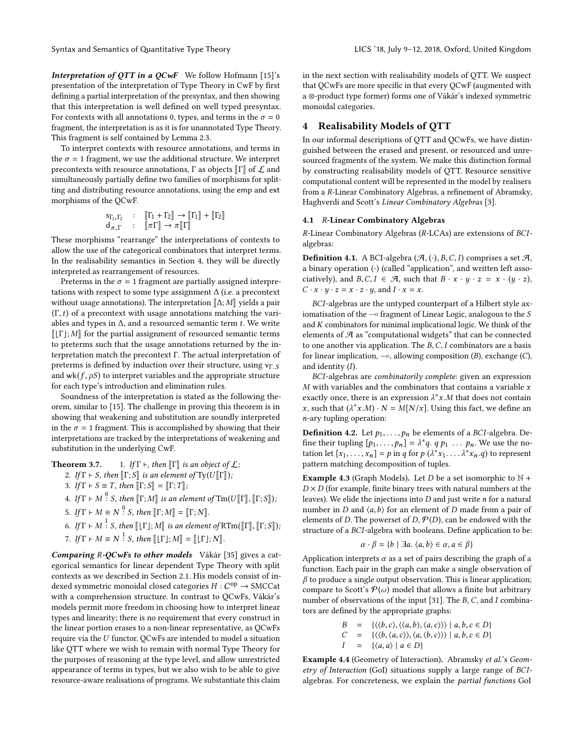***Interpretation of QTT in a QCwF*** We follow Hofmann [15]'s presentation of the interpretation of Type Theory in CwF by first defining a partial interpretation of the presyntax, and then showing that this interpretation is well defined on well typed presyntax. For contexts with all annotations 0, types, and terms in the $\sigma = 0$ fragment, the interpretation is as it is for unannotated Type Theory. This fragment is self contained by Lemma 2.3.

To interpret contexts with resource annotations, and terms in the $\sigma = 1$ fragment, we use the additional structure. We interpret precontexts with resource annotations, $\Gamma$ as objects $[\![\Gamma]\!]$ of $\mathcal{L}$ and simultaneously partially define two families of morphisms for splitting and distributing resource annotations, using the emp and ext morphisms of the QCwF.

$$\begin{array}{lcl} \mathsf{s}_{\Gamma_1,\Gamma_2} & : & [\![\Gamma_1 + \Gamma_2]\!] \rightarrow [\![\Gamma_1]\!] + [\![\Gamma_2]\!] \\ \mathsf{d}_{\pi,\Gamma} & : & [\![\pi\Gamma]\!] \rightarrow \pi[\![\Gamma]\!] \end{array}$$

These morphisms "rearrange" the interpretations of contexts to allow the use of the categorical combinators that interpret terms. In the realisability semantics in Section 4, they will be directly interpreted as rearrangement of resources.

Preterms in the $\sigma = 1$ fragment are partially assigned interpretations with respect to some type assignment $\Delta$ (i.e. a precontext without usage annotations). The interpretation $[\![\Delta; M]\!]$ yields a pair $(\Gamma, t)$ of a precontext with usage annotations matching the variables and types in $\Delta$, and a resourced semantic term $t$. We write $[\![\lfloor\Gamma\rfloor; M]\!]$ for the partial assignment of resourced semantic terms to preterms such that the usage annotations returned by the interpretation match the precontext $\Gamma$. The actual interpretation of preterms is defined by induction over their structure, using $\mathsf{v}_{\Gamma.S}$ and $\mathsf{wk}(f, \rho S)$ to interpret variables and the appropriate structure for each type's introduction and elimination rules.

Soundness of the interpretation is stated as the following theorem, similar to [15]. The challenge in proving this theorem is in showing that weakening and substitution are soundly interpreted in the $\sigma = 1$ fragment. This is accomplished by showing that their interpretations are tracked by the interpretations of weakening and substitution in the underlying CwF.

**Theorem 3.7.**
1. *If $\Gamma \vdash$, then $[\![\Gamma]\!]$ is an object of $\mathcal{L}$;*
2. *If $\Gamma \vdash S$, then $[\![\Gamma; S]\!]$ is an element of $\mathrm{Ty}(U[\![\Gamma]\!])$;*
3. *If $\Gamma \vdash S \equiv T$, then $[\![\Gamma; S]\!] = [\![\Gamma; T]\!]$;*
4. *If $\Gamma \vdash M \overset{0}{:} S$, then $[\![\Gamma; M]\!]$ is an element of $\mathrm{Tm}(U[\![\Gamma]\!], [\![\Gamma; S]\!])$;*
5. *If $\Gamma \vdash M \equiv N \overset{0}{:} S$, then $[\![\Gamma; M]\!] = [\![\Gamma; N]\!]$.*
6. *If $\Gamma \vdash M \overset{1}{:} S$, then $[\![\lfloor\Gamma\rfloor; M]\!]$ is an element of $\mathrm{RTm}([\![\Gamma]\!], [\![\Gamma; S]\!])$;*
7. *If $\Gamma \vdash M \equiv N \overset{1}{:} S$, then $[\![\lfloor\Gamma\rfloor; M]\!] = [\![\lfloor\Gamma\rfloor; N]\!]$.*

***Comparing R-QCwFs to other models*** Vákár [35] gives a categorical semantics for linear dependent Type Theory with split contexts as we described in Section 2.1. His models consist of indexed symmetric monoidal closed categories $H : \mathcal{C}^{\mathrm{op}} \rightarrow \mathrm{SMCCat}$ with a comprehension structure. In contrast to QCwFs, Vákár's models permit more freedom in choosing how to interpret linear types and linearity; there is no requirement that every construct in the linear portion erases to a non-linear representative, as QCwFs require via the $U$ functor. QCwFs are intended to model a situation like QTT where we wish to remain with normal Type Theory for the purposes of reasoning at the type level, and allow unrestricted appearance of terms in types, but we also wish to be able to give resource-aware realisations of programs. We substantiate this claim in the next section with realisability models of QTT. We suspect that QCwFs are more specific in that every QCwF (augmented with a $\otimes$-product type former) forms one of Vákár's indexed symmetric monoidal categories.

## 4 Realisability Models of QTT

In our informal descriptions of QTT and QCwFs, we have distinguished between the erased and present, or resourced and unresourced fragments of the system. We make this distinction formal by constructing realisability models of QTT. Resource sensitive computational content will be represented in the model by realisers from a $R$-Linear Combinatory Algebras, a refinement of Abramsky, Haghverdi and Scott's *Linear Combinatory Algebras* [3].

### 4.1 $R$-Linear Combinatory Algebras

$R$-Linear Combinatory Algebras ($R$-LCAs) are extensions of *BCI*-algebras:

**Definition 4.1.** A BCI-algebra $(\mathcal{A}, (\cdot), B, C, I)$ comprises a set $\mathcal{A}$, a binary operation $(\cdot)$ (called "application", and written left associatively), and $B, C, I \in \mathcal{A}$, such that $B \cdot x \cdot y \cdot z = x \cdot (y \cdot z)$, $C \cdot x \cdot y \cdot z = x \cdot z \cdot y$, and $I \cdot x = x$.

*BCI*-algebras are the untyped counterpart of a Hilbert style axiomatisation of the $\multimap$ fragment of Linear Logic, analogous to the $S$ and $K$ combinators for minimal implicational logic. We think of the elements of $\mathcal{A}$ as "computational widgets" that can be connected to one another via application. The $B, C, I$ combinators are a basis for linear implication, $\multimap$, allowing composition ($B$), exchange ($C$), and identity ($I$).

*BCI*-algebras are *combinatorily complete*: given an expression $M$ with variables and the combinators that contains a variable $x$ exactly once, there is an expression $\lambda^* x.M$ that does not contain $x$, such that $(\lambda^* x.M) \cdot N = M[N/x]$. Using this fact, we define an $n$-ary tupling operation:

**Definition 4.2.** Let $p_1, \ldots, p_n$ be elements of a *BCI*-algebra. Define their tupling $[p_1, \ldots, p_n] = \lambda^* q.\ q\ p_1\ \ldots\ p_n$. We use the notation let $[x_1, \ldots, x_n] = p$ in $q$ for $p\ (\lambda^* x_1. \ldots \lambda^* x_n.q)$ to represent pattern matching decomposition of tuples.

**Example 4.3** (Graph Models)**.** Let $D$ be a set isomorphic to $\mathbb{N} + D \times D$ (for example, finite binary trees with natural numbers at the leaves). We elide the injections into $D$ and just write $n$ for a natural number in $D$ and $\langle a, b\rangle$ for an element of $D$ made from a pair of elements of $D$. The powerset of $D$, $\mathcal{P}(D)$, can be endowed with the structure of a *BCI*-algebra with booleans. Define application to be:

$$\alpha \cdot \beta = \{b \mid \exists a.\ \langle a, b\rangle \in \alpha, a \in \beta\}$$

Application interprets $\alpha$ as a set of pairs describing the graph of a function. Each pair in the graph can make a single observation of $\beta$ to produce a single output observation. This is linear application; compare to Scott's $\mathcal{P}(\omega)$ model that allows a finite but arbitrary number of observations of the input [31]. The $B$, $C$, and $I$ combinators are defined by the appropriate graphs:

$$\begin{array}{lcl} B & = & \{\langle\langle b, c\rangle, \langle\langle a, b\rangle, \langle a, c\rangle\rangle\rangle \mid a, b, c \in D\} \\ C & = & \{\langle\langle b, \langle a, c\rangle\rangle, \langle a, \langle b, c\rangle\rangle\rangle \mid a, b, c \in D\} \\ I & = & \{\langle a, a\rangle \mid a \in D\} \end{array}$$

**Example 4.4** (Geometry of Interaction)**.** Abramsky *et al.*'s *Geometry of Interaction* (GoI) situations supply a large range of *BCI*-algebras. For concreteness, we explain the *partial functions* GoI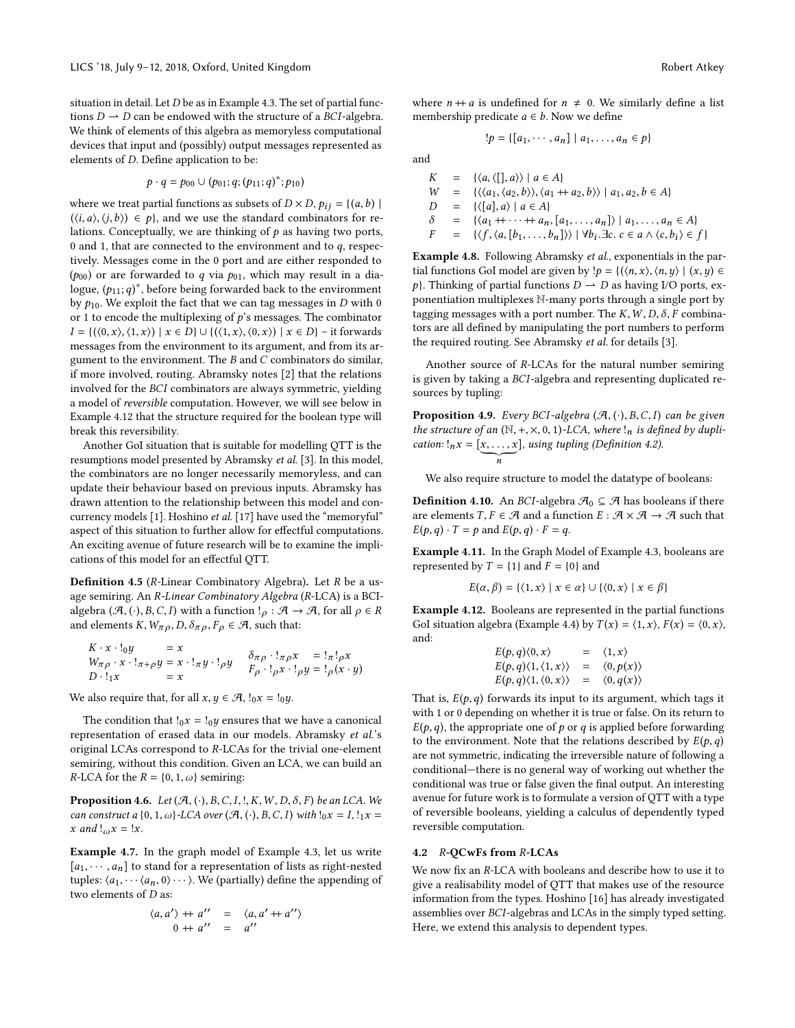situation in detail. Let $D$ be as in Example 4.3. The set of partial functions $D \rightharpoonup D$ can be endowed with the structure of a *BCI*-algebra. We think of elements of this algebra as memoryless computational devices that input and (possibly) output messages represented as elements of $D$. Define application to be:

$$p \cdot q = p_{00} \cup (p_{01}; q; (p_{11}; q)^*; p_{10})$$

where we treat partial functions as subsets of $D \times D$, $p_{ij} = \{(a, b) \mid (\langle i, a \rangle, \langle j, b \rangle) \in p\}$, and we use the standard combinators for relations. Conceptually, we are thinking of $p$ as having two ports, 0 and 1, that are connected to the environment and to $q$, respectively. Messages come in the 0 port and are either responded to ($p_{00}$) or are forwarded to $q$ via $p_{01}$, which may result in a dialogue, $(p_{11}; q)^*$, before being forwarded back to the environment by $p_{10}$. We exploit the fact that we can tag messages in $D$ with 0 or 1 to encode the multiplexing of $p$'s messages. The combinator $I = \{(\langle 0, x \rangle, \langle 1, x \rangle) \mid x \in D\} \cup \{(\langle 1, x \rangle, \langle 0, x \rangle) \mid x \in D\}$ – it forwards messages from the environment to its argument, and from its argument to the environment. The $B$ and $C$ combinators do similar, if more involved, routing. Abramsky notes [2] that the relations involved for the *BCI* combinators are always symmetric, yielding a model of *reversible* computation. However, we will see below in Example 4.12 that the structure required for the boolean type will break this reversibility.

Another GoI situation that is suitable for modelling QTT is the resumptions model presented by Abramsky *et al.* [3]. In this model, the combinators are no longer necessarily memoryless, and can update their behaviour based on previous inputs. Abramsky has drawn attention to the relationship between this model and concurrency models [1]. Hoshino *et al.* [17] have used the "memoryful" aspect of this situation to further allow for effectful computations. An exciting avenue of future research will be to examine the implications of this model for an effectful QTT.

**Definition 4.5** (*R*-Linear Combinatory Algebra)**.** Let $R$ be a usage semiring. An *R-Linear Combinatory Algebra* (*R*-LCA) is a BCI-algebra $(\mathcal{A}, (\cdot), B, C, I)$ with a function $!_\rho : \mathcal{A} \to \mathcal{A}$, for all $\rho \in R$ and elements $K, W_{\pi\rho}, D, \delta_{\pi\rho}, F_\rho \in \mathcal{A}$, such that:

$$\begin{aligned} K \cdot x \cdot !_0 y &= x & \delta_{\pi\rho} \cdot !_{\pi\rho} x &= !_\pi !_\rho x \\ W_{\pi\rho} \cdot x \cdot !_{\pi+\rho} y &= x \cdot !_\pi y \cdot !_\rho y & F_\rho \cdot !_\rho x \cdot !_\rho y &= !_\rho (x \cdot y) \\ D \cdot !_1 x &= x & & \end{aligned}$$

We also require that, for all $x, y \in \mathcal{A}$, $!_0 x = !_0 y$.

The condition that $!_0 x = !_0 y$ ensures that we have a canonical representation of erased data in our models. Abramsky *et al.*'s original LCAs correspond to *R*-LCAs for the trivial one-element semiring, without this condition. Given an LCA, we can build an *R*-LCA for the $R = \{0, 1, \omega\}$ semiring:

**Proposition 4.6.** *Let $(\mathcal{A}, (\cdot), B, C, I, !, K, W, D, \delta, F)$ be an LCA. We can construct a $\{0, 1, \omega\}$-LCA over $(\mathcal{A}, (\cdot), B, C, I)$ with $!_0 x = I$, $!_1 x = x$ and $!_\omega x = !x$.*

**Example 4.7.** In the graph model of Example 4.3, let us write $[a_1, \cdots, a_n]$ to stand for a representation of lists as right-nested tuples: $\langle a_1, \cdots \langle a_n, 0 \rangle \cdots \rangle$. We (partially) define the appending of two elements of $D$ as:

$$\begin{aligned} \langle a, a' \rangle \mathbin{+\!\!+} a'' &= \langle a, a' \mathbin{+\!\!+} a'' \rangle \\ 0 \mathbin{+\!\!+} a'' &= a'' \end{aligned}$$

where $n \mathbin{+\!\!+} a$ is undefined for $n \neq 0$. We similarly define a list membership predicate $a \in b$. Now we define

$$!p = \{[a_1, \cdots, a_n] \mid a_1, \ldots, a_n \in p\}$$

and

$$\begin{aligned} K &= \{\langle a, \langle [], a \rangle \rangle \mid a \in A\} \\ W &= \{\langle \langle a_1, \langle a_2, b \rangle \rangle, \langle a_1 \mathbin{+\!\!+} a_2, b \rangle \rangle \mid a_1, a_2, b \in A\} \\ D &= \{\langle [a], a \rangle \mid a \in A\} \\ \delta &= \{\langle a_1 \mathbin{+\!\!+} \cdots \mathbin{+\!\!+} a_n, [a_1, \ldots, a_n] \rangle \mid a_1, \ldots, a_n \in A\} \\ F &= \{\langle f, \langle a, [b_1, \ldots, b_n] \rangle \rangle \mid \forall b_i. \exists c.\ c \in a \wedge \langle c, b_i \rangle \in f\} \end{aligned}$$

**Example 4.8.** Following Abramsky *et al.*, exponentials in the partial functions GoI model are given by $!p = \{(\langle n, x \rangle, \langle n, y \rangle) \mid (x, y) \in p\}$. Thinking of partial functions $D \rightharpoonup D$ as having I/O ports, exponentiation multiplexes $\mathbb{N}$-many ports through a single port by tagging messages with a port number. The $K, W, D, \delta, F$ combinators are all defined by manipulating the port numbers to perform the required routing. See Abramsky *et al.* for details [3].

Another source of *R*-LCAs for the natural number semiring is given by taking a *BCI*-algebra and representing duplicated resources by tupling:

**Proposition 4.9.** *Every BCI-algebra $(\mathcal{A}, (\cdot), B, C, I)$ can be given the structure of an $(\mathbb{N}, +, \times, 0, 1)$-LCA, where $!_n$ is defined by duplication: $!_n x = [\underbrace{x, \ldots, x}_{n}]$, using tupling (Definition 4.2).*

We also require structure to model the datatype of booleans:

**Definition 4.10.** An *BCI*-algebra $\mathcal{A}_0 \subseteq \mathcal{A}$ has booleans if there are elements $T, F \in \mathcal{A}$ and a function $E : \mathcal{A} \times \mathcal{A} \to \mathcal{A}$ such that $E(p, q) \cdot T = p$ and $E(p, q) \cdot F = q$.

**Example 4.11.** In the Graph Model of Example 4.3, booleans are represented by $T = \{1\}$ and $F = \{0\}$ and

$$E(\alpha, \beta) = \{\langle 1, x \rangle \mid x \in \alpha\} \cup \{\langle 0, x \rangle \mid x \in \beta\}$$

**Example 4.12.** Booleans are represented in the partial functions GoI situation algebra (Example 4.4) by $T(x) = \langle 1, x \rangle$, $F(x) = \langle 0, x \rangle$, and:

$$\begin{aligned} E(p, q)\langle 0, x \rangle &= \langle 1, x \rangle \\ E(p, q)\langle 1, \langle 1, x \rangle \rangle &= \langle 0, p(x) \rangle \\ E(p, q)\langle 1, \langle 0, x \rangle \rangle &= \langle 0, q(x) \rangle \end{aligned}$$

That is, $E(p, q)$ forwards its input to its argument, which tags it with 1 or 0 depending on whether it is true or false. On its return to $E(p, q)$, the appropriate one of $p$ or $q$ is applied before forwarding to the environment. Note that the relations described by $E(p, q)$ are not symmetric, indicating the irreversible nature of following a conditional—there is no general way of working out whether the conditional was true or false given the final output. An interesting avenue for future work is to formulate a version of QTT with a type of reversible booleans, yielding a calculus of dependently typed reversible computation.

### 4.2 *R*-QCwFs from *R*-LCAs

We now fix an *R*-LCA with booleans and describe how to use it to give a realisability model of QTT that makes use of the resource information from the types. Hoshino [16] has already investigated assemblies over *BCI*-algebras and LCAs in the simply typed setting. Here, we extend this analysis to dependent types.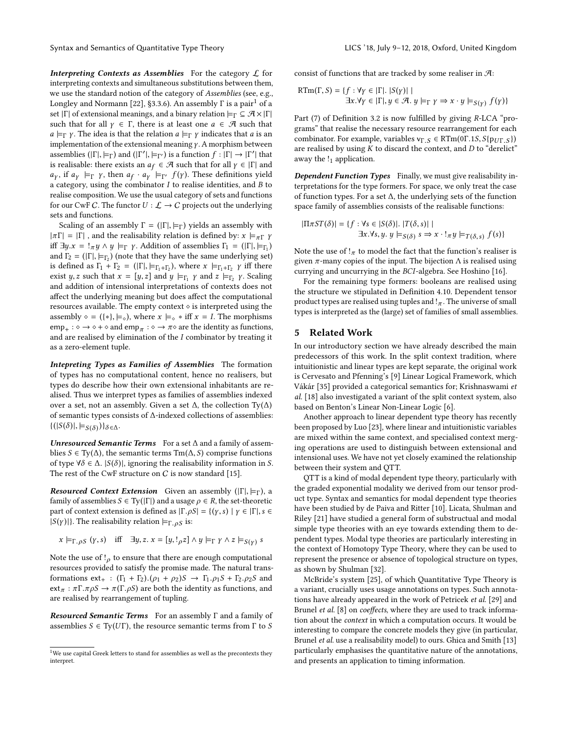***Interpreting Contexts as Assemblies*** For the category $\mathcal{L}$ for interpreting contexts and simultaneous substitutions between them, we use the standard notion of the category of *Assemblies* (see, e.g., Longley and Normann [22], §3.3.6). An assembly $\Gamma$ is a pair[1] of a set $|\Gamma|$ of extensional meanings, and a binary relation $\models_\Gamma \subseteq \mathcal{A} \times |\Gamma|$ such that for all $\gamma \in \Gamma$, there is at least one $a \in \mathcal{A}$ such that $a \models_\Gamma \gamma$. The idea is that the relation $a \models_\Gamma \gamma$ indicates that $a$ is an implementation of the extensional meaning $\gamma$. A morphism between assemblies $(|\Gamma|, \models_\Gamma)$ and $(|\Gamma'|, \models_{\Gamma'})$ is a function $f : |\Gamma| \to |\Gamma'|$ that is realisable: there exists an $a_f \in \mathcal{A}$ such that for all $\gamma \in |\Gamma|$ and $a_\gamma$, if $a_\gamma \models_\Gamma \gamma$, then $a_f \cdot a_\gamma \models_{\Gamma'} f(\gamma)$. These definitions yield a category, using the combinator $I$ to realise identities, and $B$ to realise composition. We use the usual category of sets and functions for our CwF $\mathcal{C}$. The functor $U : \mathcal{L} \to \mathcal{C}$ projects out the underlying sets and functions.

Scaling of an assembly $\Gamma = (|\Gamma|, \models_\Gamma)$ yields an assembly with $|\pi\Gamma| = |\Gamma|$ , and the realisability relation is defined by: $x \models_{\pi\Gamma} \gamma$ iff $\exists y. x = !_\pi y \wedge y \models_\Gamma \gamma$. Addition of assemblies $\Gamma_1 = (|\Gamma|, \models_{\Gamma_1})$ and $\Gamma_2 = (|\Gamma|, \models_{\Gamma_2})$ (note that they have the same underlying set) is defined as $\Gamma_1 + \Gamma_2 = (|\Gamma|, \models_{\Gamma_1+\Gamma_2})$, where $x \models_{\Gamma_1+\Gamma_2} \gamma$ iff there exist $y, z$ such that $x = [y, z]$ and $y \models_{\Gamma_1} \gamma$ and $z \models_{\Gamma_2} \gamma$. Scaling and addition of intensional interpretations of contexts does not affect the underlying meaning but does affect the computational resources available. The empty context $\diamond$ is interpreted using the assembly $\diamond = (\{*\}, \models_\diamond)$, where $x \models_\diamond *$ iff $x = I$. The morphisms $\mathrm{emp}_+ : \diamond \to \diamond + \diamond$ and $\mathrm{emp}_\pi : \diamond \to \pi\diamond$ are the identity as functions, and are realised by elimination of the $I$ combinator by treating it as a zero-element tuple.

***Intepreting Types as Families of Assemblies*** The formation of types has no computational content, hence no realisers, but types do describe how their own extensional inhabitants are realised. Thus we interpret types as families of assemblies indexed over a set, not an assembly. Given a set $\Delta$, the collection $\mathrm{Ty}(\Delta)$ of semantic types consists of $\Delta$-indexed collections of assemblies: $\{(|S(\delta)|, \models_{S(\delta)})\}_{\delta \in \Delta}$.

***Unresourced Semantic Terms*** For a set $\Delta$ and a family of assemblies $S \in \mathrm{Ty}(\Delta)$, the semantic terms $\mathrm{Tm}(\Delta, S)$ comprise functions of type $\forall \delta \in \Delta. |S(\delta)|$, ignoring the realisability information in $S$. The rest of the CwF structure on $\mathcal{C}$ is now standard [15].

***Resourced Context Extension*** Given an assembly $(|\Gamma|, \models_\Gamma)$, a family of assemblies $S \in \mathrm{Ty}(|\Gamma|)$ and a usage $\rho \in R$, the set-theoretic part of context extension is defined as $|\Gamma.\rho S| = \{(\gamma, s) \mid \gamma \in |\Gamma|, s \in |S(\gamma)|\}$. The realisability relation $\models_{\Gamma.\rho S}$ is:

$$x \models_{\Gamma.\rho S} (\gamma, s) \quad \text{iff} \quad \exists y, z.\ x = [y, !_\rho z] \wedge y \models_\Gamma \gamma \wedge z \models_{S(\gamma)} s$$

Note the use of $!_\rho$ to ensure that there are enough computational resources provided to satisfy the promise made. The natural transformations $\mathrm{ext}_+ : (\Gamma_1 + \Gamma_2).(\rho_1 + \rho_2)S \to \Gamma_1.\rho_1 S + \Gamma_2.\rho_2 S$ and $\mathrm{ext}_\pi : \pi\Gamma.\pi\rho S \to \pi(\Gamma.\rho S)$ are both the identity as functions, and are realised by rearrangement of tupling.

***Resourced Semantic Terms*** For an assembly $\Gamma$ and a family of assemblies $S \in \mathrm{Ty}(U\Gamma)$, the resource semantic terms from $\Gamma$ to $S$ consist of functions that are tracked by some realiser in $\mathcal{A}$:

$$\begin{aligned}\mathrm{RTm}(\Gamma, S) = \{ f : \forall \gamma \in |\Gamma|.\ |S(\gamma)| \mid \\ \exists x. \forall \gamma \in |\Gamma|, y \in \mathcal{A}.\ y \models_\Gamma \gamma \Rightarrow x \cdot y \models_{S(\gamma)} f(\gamma)\}\end{aligned}$$

Part (7) of Definition 3.2 is now fulfilled by giving $R$-LCA "programs" that realise the necessary resource rearrangement for each combinator. For example, variables $\mathrm{v}_{\Gamma.S} \in \mathrm{RTm}(0\Gamma.1S, S\{\mathrm{p}_{U\Gamma.S}\})$ are realised by using $K$ to discard the context, and $D$ to "derelict" away the $!_1$ application.

***Dependent Function Types*** Finally, we must give realisability interpretations for the type formers. For space, we only treat the case of function types. For a set $\Delta$, the underlying sets of the function space family of assemblies consists of the realisable functions:

$$\begin{aligned}|\Pi\pi ST(\delta)| = \{ f : \forall s \in |S(\delta)|.\ |T(\delta, s)| \mid \\ \exists x. \forall s, y.\ y \models_{S(\delta)} s \Rightarrow x \cdot !_\pi y \models_{T(\delta, s)} f(s)\}\end{aligned}$$

Note the use of $!_\pi$ to model the fact that the function's realiser is given $\pi$-many copies of the input. The bijection $\Lambda$ is realised using currying and uncurrying in the *BCI*-algebra. See Hoshino [16].

For the remaining type formers: booleans are realised using the structure we stipulated in Definition 4.10. Dependent tensor product types are realised using tuples and $!_\pi$. The universe of small types is interpreted as the (large) set of families of small assemblies.

## 5 Related Work

In our introductory section we have already described the main predecessors of this work. In the split context tradition, where intuitionistic and linear types are kept separate, the original work is Cervesato and Pfenning's [9] Linear Logical Framework, which Vákár [35] provided a categorical semantics for; Krishnaswami *et al.* [18] also investigated a variant of the split context system, also based on Benton's Linear Non-Linear Logic [6].

Another approach to linear dependent type theory has recently been proposed by Luo [23], where linear and intuitionistic variables are mixed within the same context, and specialised context merging operations are used to distinguish between extensional and intensional uses. We have not yet closely examined the relationship between their system and QTT.

QTT is a kind of modal dependent type theory, particularly with the graded exponential modality we derived from our tensor product type. Syntax and semantics for modal dependent type theories have been studied by de Paiva and Ritter [10]. Licata, Shulman and Riley [21] have studied a general form of substructual and modal simple type theories with an eye towards extending them to dependent types. Modal type theories are particularly interesting in the context of Homotopy Type Theory, where they can be used to represent the presence or absence of topological structure on types, as shown by Shulman [32].

McBride's system [25], of which Quantitative Type Theory is a variant, crucially uses usage annotations on types. Such annotations have already appeared in the work of Petricek *et al.* [29] and Brunel *et al.* [8] on *coeffects*, where they are used to track information about the *context* in which a computation occurs. It would be interesting to compare the concrete models they give (in particular, Brunel *et al.* use a realisability model) to ours. Ghica and Smith [13] particularly emphasises the quantitative nature of the annotations, and presents an application to timing information.

[1] We use capital Greek letters to stand for assemblies as well as the precontexts they interpret.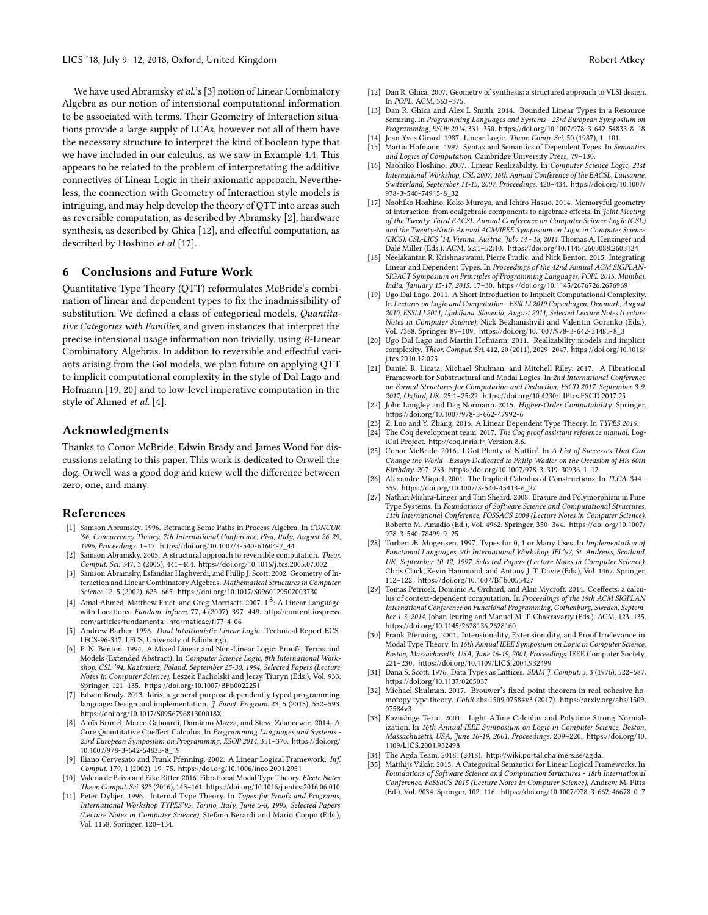We have used Abramsky *et al.*'s [3] notion of Linear Combinatory Algebra as our notion of intensional computational information to be associated with terms. Their Geometry of Interaction situations provide a large supply of LCAs, however not all of them have the necessary structure to interpret the kind of boolean type that we have included in our calculus, as we saw in Example 4.4. This appears to be related to the problem of interpretating the additive connectives of Linear Logic in their axiomatic approach. Nevertheless, the connection with Geometry of Interaction style models is intriguing, and may help develop the theory of QTT into areas such as reversible computation, as described by Abramsky [2], hardware synthesis, as described by Ghica [12], and effectful computation, as described by Hoshino *et al* [17].

## 6 Conclusions and Future Work

Quantitative Type Theory (QTT) reformulates McBride's combination of linear and dependent types to fix the inadmissibility of substitution. We defined a class of categorical models, *Quantitative Categories with Families*, and given instances that interpret the precise intensional usage information non trivially, using *R*-Linear Combinatory Algebras. In addition to reversible and effectful variants arising from the GoI models, we plan future on applying QTT to implicit computational complexity in the style of Dal Lago and Hofmann [19, 20] and to low-level imperative computation in the style of Ahmed *et al.* [4].

## Acknowledgments

Thanks to Conor McBride, Edwin Brady and James Wood for discussions relating to this paper. This work is dedicated to Orwell the dog. Orwell was a good dog and knew well the difference between zero, one, and many.

## References

- [1] Samson Abramsky. 1996. Retracing Some Paths in Process Algebra. In *CONCUR '96, Concurrency Theory, 7th International Conference, Pisa, Italy, August 26-29, 1996, Proceedings*. 1–17. https://doi.org/10.1007/3-540-61604-7_44
- [2] Samson Abramsky. 2005. A structural approach to reversible computation. *Theor. Comput. Sci.* 347, 3 (2005), 441–464. https://doi.org/10.1016/j.tcs.2005.07.002
- [3] Samson Abramsky, Esfandiar Haghverdi, and Philip J. Scott. 2002. Geometry of Interaction and Linear Combinatory Algebras. *Mathematical Structures in Computer Science* 12, 5 (2002), 625–665. https://doi.org/10.1017/S0960129502003730
- [4] Amal Ahmed, Matthew Fluet, and Greg Morrisett. 2007. $L^3$: A Linear Language with Locations. *Fundam. Inform.* 77, 4 (2007), 397–449. http://content.iospress.com/articles/fundamenta-informaticae/fi77-4-06
- [5] Andrew Barber. 1996. *Dual Intuitionistic Linear Logic*. Technical Report ECS-LFCS-96-347. LFCS, University of Edinburgh.
- [6] P. N. Benton. 1994. A Mixed Linear and Non-Linear Logic: Proofs, Terms and Models (Extended Abstract). In *Computer Science Logic, 8th International Workshop, CSL '94, Kazimierz, Poland, September 25-30, 1994, Selected Papers (Lecture Notes in Computer Science)*, Leszek Pacholski and Jerzy Tiuryn (Eds.), Vol. 933. Springer, 121–135. https://doi.org/10.1007/BFb0022251
- [7] Edwin Brady. 2013. Idris, a general-purpose dependently typed programming language: Design and implementation. *J. Funct. Program.* 23, 5 (2013), 552–593. https://doi.org/10.1017/S095679681300018X
- [8] Aloïs Brunel, Marco Gaboardi, Damiano Mazza, and Steve Zdancewic. 2014. A Core Quantitative Coeffect Calculus. In *Programming Languages and Systems - 23rd European Symposium on Programming, ESOP 2014*. 351–370. https://doi.org/10.1007/978-3-642-54833-8_19
- [9] Iliano Cervesato and Frank Pfenning. 2002. A Linear Logical Framework. *Inf. Comput.* 179, 1 (2002), 19–75. https://doi.org/10.1006/inco.2001.2951
- [10] Valeria de Paiva and Eike Ritter. 2016. Fibrational Modal Type Theory. *Electr. Notes Theor. Comput. Sci.* 323 (2016), 143–161. https://doi.org/10.1016/j.entcs.2016.06.010
- [11] Peter Dybjer. 1996. Internal Type Theory. In *Types for Proofs and Programs, International Workshop TYPES'95, Torino, Italy, June 5-8, 1995, Selected Papers (Lecture Notes in Computer Science)*, Stefano Berardi and Mario Coppo (Eds.), Vol. 1158. Springer, 120–134.
- [12] Dan R. Ghica. 2007. Geometry of synthesis: a structured approach to VLSI design. In *POPL*. ACM, 363–375.
- [13] Dan R. Ghica and Alex I. Smith. 2014. Bounded Linear Types in a Resource Semiring. In *Programming Languages and Systems - 23rd European Symposium on Programming, ESOP 2014*. 331–350. https://doi.org/10.1007/978-3-642-54833-8_18
- [14] Jean-Yves Girard. 1987. Linear Logic. *Theor. Comp. Sci.* 50 (1987), 1–101.
- [15] Martin Hofmann. 1997. Syntax and Semantics of Dependent Types. In *Semantics and Logics of Computation*. Cambridge University Press, 79–130.
- [16] Naohiko Hoshino. 2007. Linear Realizability. In *Computer Science Logic, 21st International Workshop, CSL 2007, 16th Annual Conference of the EACSL, Lausanne, Switzerland, September 11-15, 2007, Proceedings*. 420–434. https://doi.org/10.1007/978-3-540-74915-8_32
- [17] Naohiko Hoshino, Koko Muroya, and Ichiro Hasuo. 2014. Memoryful geometry of interaction: from coalgebraic components to algebraic effects. In *Joint Meeting of the Twenty-Third EACSL Annual Conference on Computer Science Logic (CSL) and the Twenty-Ninth Annual ACM/IEEE Symposium on Logic in Computer Science (LICS), CSL-LICS '14, Vienna, Austria, July 14 - 18, 2014*, Thomas A. Henzinger and Dale Miller (Eds.). ACM, 52:1–52:10. https://doi.org/10.1145/2603088.2603124
- [18] Neelakantan R. Krishnaswami, Pierre Pradic, and Nick Benton. 2015. Integrating Linear and Dependent Types. In *Proceedings of the 42nd Annual ACM SIGPLAN-SIGACT Symposium on Principles of Programming Languages, POPL 2015, Mumbai, India, January 15-17, 2015*. 17–30. https://doi.org/10.1145/2676726.2676969
- [19] Ugo Dal Lago. 2011. A Short Introduction to Implicit Computational Complexity. In *Lectures on Logic and Computation - ESSLLI 2010 Copenhagen, Denmark, August 2010, ESSLLI 2011, Ljubljana, Slovenia, August 2011, Selected Lecture Notes (Lecture Notes in Computer Science)*, Nick Bezhanishvili and Valentin Goranko (Eds.), Vol. 7388. Springer, 89–109. https://doi.org/10.1007/978-3-642-31485-8_3
- [20] Ugo Dal Lago and Martin Hofmann. 2011. Realizability models and implicit complexity. *Theor. Comput. Sci.* 412, 20 (2011), 2029–2047. https://doi.org/10.1016/j.tcs.2010.12.025
- [21] Daniel R. Licata, Michael Shulman, and Mitchell Riley. 2017. A Fibrational Framework for Substructural and Modal Logics. In *2nd International Conference on Formal Structures for Computation and Deduction, FSCD 2017, September 3-9, 2017, Oxford, UK*. 25:1–25:22. https://doi.org/10.4230/LIPIcs.FSCD.2017.25
- [22] John Longley and Dag Normann. 2015. *Higher-Order Computability*. Springer. https://doi.org/10.1007/978-3-662-47992-6
- [23] Z. Luo and Y. Zhang. 2016. A Linear Dependent Type Theory. In *TYPES 2016*.
- [24] The Coq development team. 2017. *The Coq proof assistant reference manual*. LogiCal Project. http://coq.inria.fr Version 8.6.
- [25] Conor McBride. 2016. I Got Plenty o' Nuttin'. In *A List of Successes That Can Change the World - Essays Dedicated to Philip Wadler on the Occasion of His 60th Birthday*. 207–233. https://doi.org/10.1007/978-3-319-30936-1_12
- [26] Alexandre Miquel. 2001. The Implicit Calculus of Constructions. In *TLCA*. 344–359. https://doi.org/10.1007/3-540-45413-6_27
- [27] Nathan Mishra-Linger and Tim Sheard. 2008. Erasure and Polymorphism in Pure Type Systems. In *Foundations of Software Science and Computational Structures, 11th International Conference, FOSSACS 2008 (Lecture Notes in Computer Science)*, Roberto M. Amadio (Ed.), Vol. 4962. Springer, 350–364. https://doi.org/10.1007/978-3-540-78499-9_25
- [28] Torben Æ. Mogensen. 1997. Types for 0, 1 or Many Uses. In *Implementation of Functional Languages, 9th International Workshop, IFL'97, St. Andrews, Scotland, UK, September 10-12, 1997, Selected Papers (Lecture Notes in Computer Science)*, Chris Clack, Kevin Hammond, and Antony J. T. Davie (Eds.), Vol. 1467. Springer, 112–122. https://doi.org/10.1007/BFb0055427
- [29] Tomas Petricek, Dominic A. Orchard, and Alan Mycroft. 2014. Coeffects: a calculus of context-dependent computation. In *Proceedings of the 19th ACM SIGPLAN International Conference on Functional Programming, Gothenburg, Sweden, September 1-3, 2014*, Johan Jeuring and Manuel M. T. Chakravarty (Eds.). ACM, 123–135. https://doi.org/10.1145/2628136.2628160
- [30] Frank Pfenning. 2001. Intensionality, Extensionality, and Proof Irrelevance in Modal Type Theory. In *16th Annual IEEE Symposium on Logic in Computer Science, Boston, Massachusetts, USA, June 16-19, 2001, Proceedings*. IEEE Computer Society, 221–230. https://doi.org/10.1109/LICS.2001.932499
- [31] Dana S. Scott. 1976. Data Types as Lattices. *SIAM J. Comput.* 5, 3 (1976), 522–587. https://doi.org/10.1137/0205037
- [32] Michael Shulman. 2017. Brouwer's fixed-point theorem in real-cohesive homotopy type theory. *CoRR* abs:1509.07584v3 (2017). https://arxiv.org/abs/1509.07584v3
- [33] Kazushige Terui. 2001. Light Affine Calculus and Polytime Strong Normalization. In *16th Annual IEEE Symposium on Logic in Computer Science, Boston, Massachusetts, USA, June 16-19, 2001, Proceedings*. 209–220. https://doi.org/10.1109/LICS.2001.932498
- [34] The Agda Team. 2018. (2018). http://wiki.portal.chalmers.se/agda.
- [35] Matthijs Vákár. 2015. A Categorical Semantics for Linear Logical Frameworks. In *Foundations of Software Science and Computation Structures - 18th International Conference, FoSSaCS 2015 (Lecture Notes in Computer Science)*, Andrew M. Pitts (Ed.), Vol. 9034. Springer, 102–116. https://doi.org/10.1007/978-3-662-46678-0_7